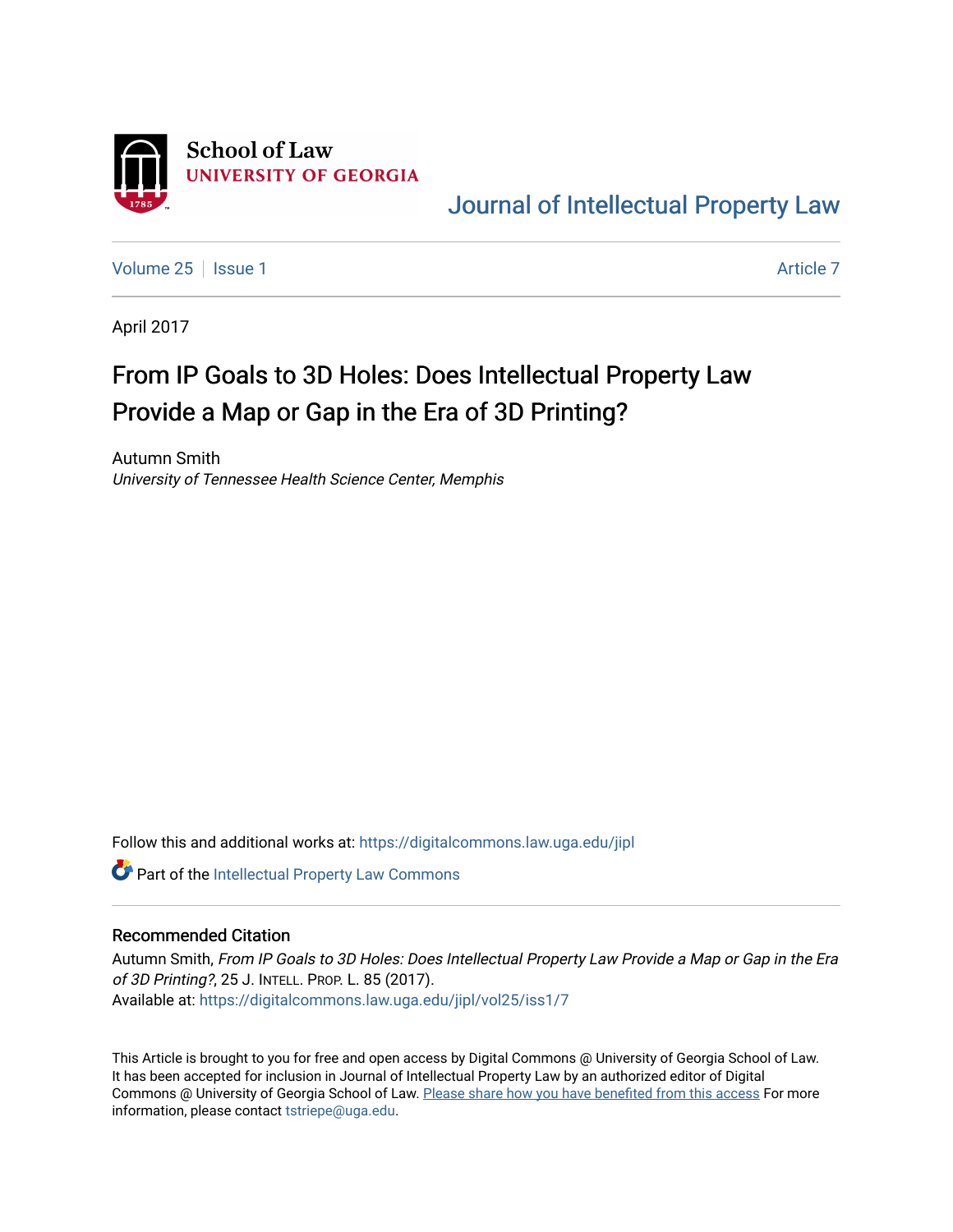School of Law
UNIVERSITY OF GEORGIA

Journal of Intellectual Property Law

Volume 25 | Issue 1 — Article 7

April 2017

# From IP Goals to 3D Holes: Does Intellectual Property Law Provide a Map or Gap in the Era of 3D Printing?

Autumn Smith
*University of Tennessee Health Science Center, Memphis*

Follow this and additional works at: https://digitalcommons.law.uga.edu/jipl

Part of the Intellectual Property Law Commons

## Recommended Citation

Autumn Smith, *From IP Goals to 3D Holes: Does Intellectual Property Law Provide a Map or Gap in the Era of 3D Printing?*, 25 J. INTELL. PROP. L. 85 (2017).
Available at: https://digitalcommons.law.uga.edu/jipl/vol25/iss1/7

This Article is brought to you for free and open access by Digital Commons @ University of Georgia School of Law. It has been accepted for inclusion in Journal of Intellectual Property Law by an authorized editor of Digital Commons @ University of Georgia School of Law. Please share how you have benefited from this access For more information, please contact tstriepe@uga.edu.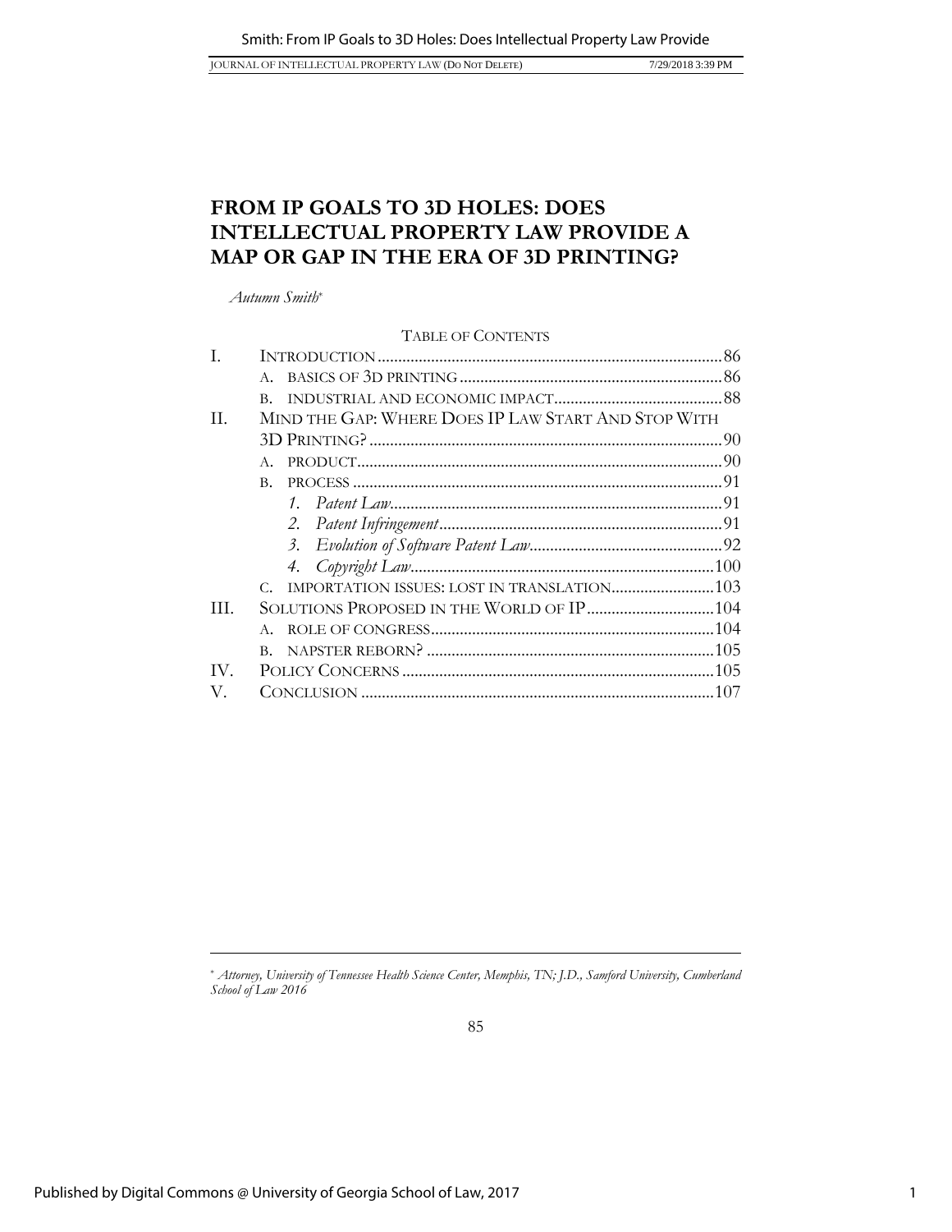# FROM IP GOALS TO 3D HOLES: DOES INTELLECTUAL PROPERTY LAW PROVIDE A MAP OR GAP IN THE ERA OF 3D PRINTING?

*Autumn Smith*[*]

TABLE OF CONTENTS

I. INTRODUCTION .......... 86
  A. BASICS OF 3D PRINTING .......... 86
  B. INDUSTRIAL AND ECONOMIC IMPACT .......... 88
II. MIND THE GAP: WHERE DOES IP LAW START AND STOP WITH 3D PRINTING? .......... 90
  A. PRODUCT .......... 90
  B. PROCESS .......... 91
    1. *Patent Law* .......... 91
    2. *Patent Infringement* .......... 91
    3. *Evolution of Software Patent Law* .......... 92
    4. *Copyright Law* .......... 100
  C. IMPORTATION ISSUES: LOST IN TRANSLATION .......... 103
III. SOLUTIONS PROPOSED IN THE WORLD OF IP .......... 104
  A. ROLE OF CONGRESS .......... 104
  B. NAPSTER REBORN? .......... 105
IV. POLICY CONCERNS .......... 105
V. CONCLUSION .......... 107

---

[*] *Attorney, University of Tennessee Health Science Center, Memphis, TN; J.D., Samford University, Cumberland School of Law 2016*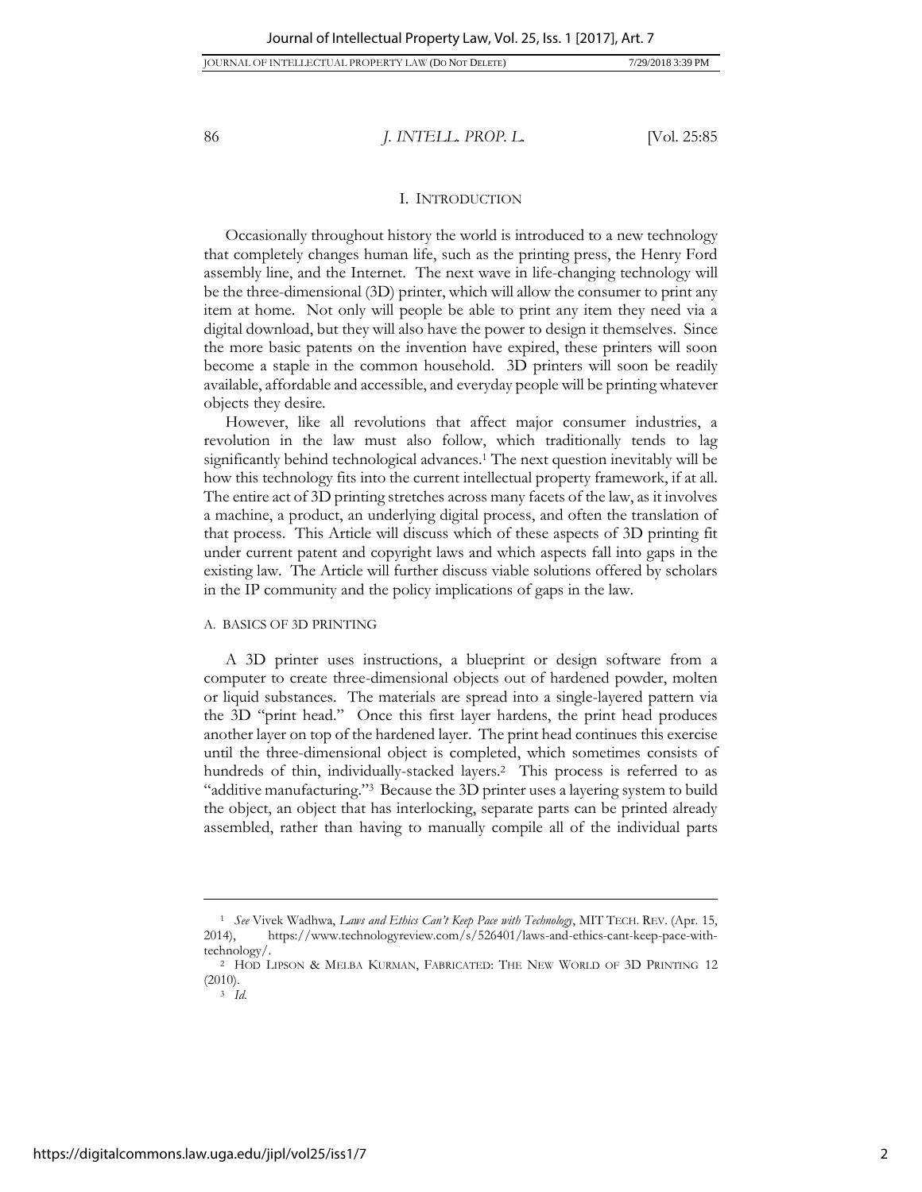## I. INTRODUCTION

Occasionally throughout history the world is introduced to a new technology that completely changes human life, such as the printing press, the Henry Ford assembly line, and the Internet. The next wave in life-changing technology will be the three-dimensional (3D) printer, which will allow the consumer to print any item at home. Not only will people be able to print any item they need via a digital download, but they will also have the power to design it themselves. Since the more basic patents on the invention have expired, these printers will soon become a staple in the common household. 3D printers will soon be readily available, affordable and accessible, and everyday people will be printing whatever objects they desire.

However, like all revolutions that affect major consumer industries, a revolution in the law must also follow, which traditionally tends to lag significantly behind technological advances.[1] The next question inevitably will be how this technology fits into the current intellectual property framework, if at all. The entire act of 3D printing stretches across many facets of the law, as it involves a machine, a product, an underlying digital process, and often the translation of that process. This Article will discuss which of these aspects of 3D printing fit under current patent and copyright laws and which aspects fall into gaps in the existing law. The Article will further discuss viable solutions offered by scholars in the IP community and the policy implications of gaps in the law.

### A. BASICS OF 3D PRINTING

A 3D printer uses instructions, a blueprint or design software from a computer to create three-dimensional objects out of hardened powder, molten or liquid substances. The materials are spread into a single-layered pattern via the 3D "print head." Once this first layer hardens, the print head produces another layer on top of the hardened layer. The print head continues this exercise until the three-dimensional object is completed, which sometimes consists of hundreds of thin, individually-stacked layers.[2] This process is referred to as "additive manufacturing."[3] Because the 3D printer uses a layering system to build the object, an object that has interlocking, separate parts can be printed already assembled, rather than having to manually compile all of the individual parts

---

[1] *See* Vivek Wadhwa, *Laws and Ethics Can't Keep Pace with Technology*, MIT TECH. REV. (Apr. 15, 2014), https://www.technologyreview.com/s/526401/laws-and-ethics-cant-keep-pace-with-technology/.

[2] HOD LIPSON & MELBA KURMAN, FABRICATED: THE NEW WORLD OF 3D PRINTING 12 (2010).

[3] *Id.*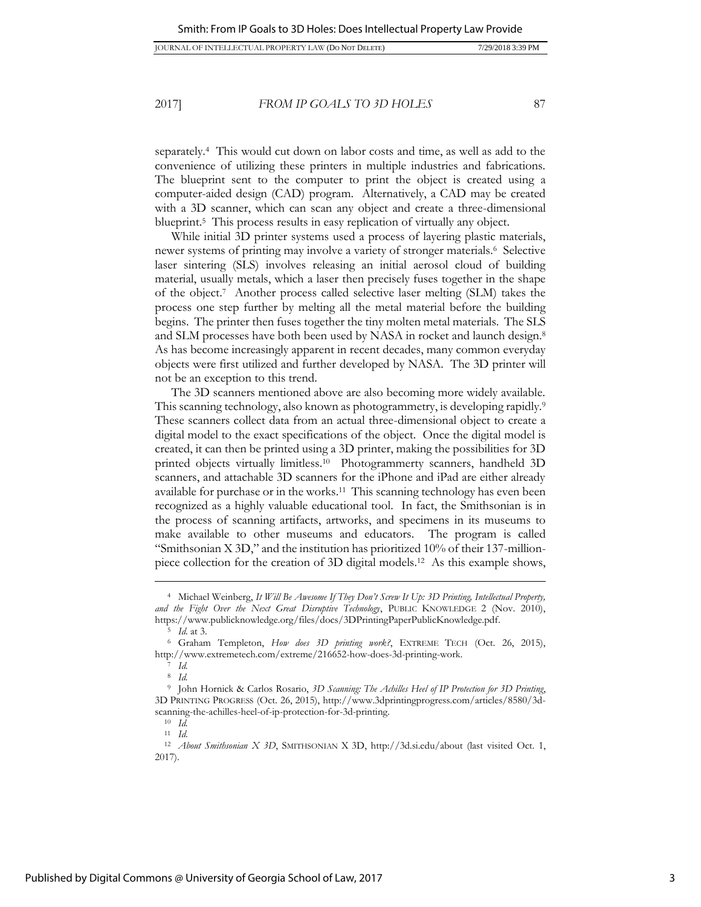separately.[4] This would cut down on labor costs and time, as well as add to the convenience of utilizing these printers in multiple industries and fabrications. The blueprint sent to the computer to print the object is created using a computer-aided design (CAD) program. Alternatively, a CAD may be created with a 3D scanner, which can scan any object and create a three-dimensional blueprint.[5] This process results in easy replication of virtually any object.

While initial 3D printer systems used a process of layering plastic materials, newer systems of printing may involve a variety of stronger materials.[6] Selective laser sintering (SLS) involves releasing an initial aerosol cloud of building material, usually metals, which a laser then precisely fuses together in the shape of the object.[7] Another process called selective laser melting (SLM) takes the process one step further by melting all the metal material before the building begins. The printer then fuses together the tiny molten metal materials. The SLS and SLM processes have both been used by NASA in rocket and launch design.[8] As has become increasingly apparent in recent decades, many common everyday objects were first utilized and further developed by NASA. The 3D printer will not be an exception to this trend.

The 3D scanners mentioned above are also becoming more widely available. This scanning technology, also known as photogrammetry, is developing rapidly.[9] These scanners collect data from an actual three-dimensional object to create a digital model to the exact specifications of the object. Once the digital model is created, it can then be printed using a 3D printer, making the possibilities for 3D printed objects virtually limitless.[10] Photogrammerty scanners, handheld 3D scanners, and attachable 3D scanners for the iPhone and iPad are either already available for purchase or in the works.[11] This scanning technology has even been recognized as a highly valuable educational tool. In fact, the Smithsonian is in the process of scanning artifacts, artworks, and specimens in its museums to make available to other museums and educators. The program is called "Smithsonian X 3D," and the institution has prioritized 10% of their 137-million-piece collection for the creation of 3D digital models.[12] As this example shows,

---

[4] Michael Weinberg, *It Will Be Awesome If They Don't Screw It Up: 3D Printing, Intellectual Property, and the Fight Over the Next Great Disruptive Technology*, PUBLIC KNOWLEDGE 2 (Nov. 2010), https://www.publicknowledge.org/files/docs/3DPrintingPaperPublicKnowledge.pdf.

[5] *Id.* at 3.

[6] Graham Templeton, *How does 3D printing work?*, EXTREME TECH (Oct. 26, 2015), http://www.extremetech.com/extreme/216652-how-does-3d-printing-work.

[7] *Id.*

[8] *Id.*

[9] John Hornick & Carlos Rosario, *3D Scanning: The Achilles Heel of IP Protection for 3D Printing*, 3D PRINTING PROGRESS (Oct. 26, 2015), http://www.3dprintingprogress.com/articles/8580/3d-scanning-the-achilles-heel-of-ip-protection-for-3d-printing.

[10] *Id.*

[11] *Id.*

[12] *About Smithsonian X 3D*, SMITHSONIAN X 3D, http://3d.si.edu/about (last visited Oct. 1, 2017).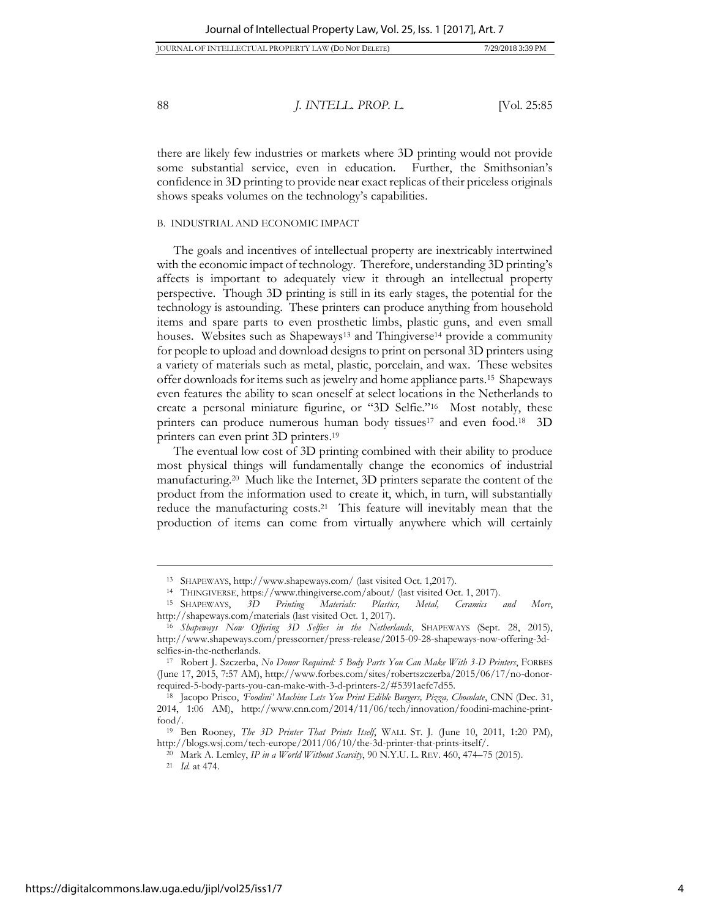there are likely few industries or markets where 3D printing would not provide some substantial service, even in education. Further, the Smithsonian's confidence in 3D printing to provide near exact replicas of their priceless originals shows speaks volumes on the technology's capabilities.

### B. INDUSTRIAL AND ECONOMIC IMPACT

The goals and incentives of intellectual property are inextricably intertwined with the economic impact of technology. Therefore, understanding 3D printing's affects is important to adequately view it through an intellectual property perspective. Though 3D printing is still in its early stages, the potential for the technology is astounding. These printers can produce anything from household items and spare parts to even prosthetic limbs, plastic guns, and even small houses. Websites such as Shapeways[13] and Thingiverse[14] provide a community for people to upload and download designs to print on personal 3D printers using a variety of materials such as metal, plastic, porcelain, and wax. These websites offer downloads for items such as jewelry and home appliance parts.[15] Shapeways even features the ability to scan oneself at select locations in the Netherlands to create a personal miniature figurine, or "3D Selfie."[16] Most notably, these printers can produce numerous human body tissues[17] and even food.[18] 3D printers can even print 3D printers.[19]

The eventual low cost of 3D printing combined with their ability to produce most physical things will fundamentally change the economics of industrial manufacturing.[20] Much like the Internet, 3D printers separate the content of the product from the information used to create it, which, in turn, will substantially reduce the manufacturing costs.[21] This feature will inevitably mean that the production of items can come from virtually anywhere which will certainly

---

[13] SHAPEWAYS, http://www.shapeways.com/ (last visited Oct. 1,2017).

[14] THINGIVERSE, https://www.thingiverse.com/about/ (last visited Oct. 1, 2017).

[15] SHAPEWAYS, *3D Printing Materials: Plastics, Metal, Ceramics and More*, http://shapeways.com/materials (last visited Oct. 1, 2017).

[16] *Shapeways Now Offering 3D Selfies in the Netherlands*, SHAPEWAYS (Sept. 28, 2015), http://www.shapeways.com/presscorner/press-release/2015-09-28-shapeways-now-offering-3d-selfies-in-the-netherlands.

[17] Robert J. Szczerba, *No Donor Required: 5 Body Parts You Can Make With 3-D Printers*, FORBES (June 17, 2015, 7:57 AM), http://www.forbes.com/sites/robertszczerba/2015/06/17/no-donor-required-5-body-parts-you-can-make-with-3-d-printers-2/#5391aefc7d55.

[18] Jacopo Prisco, *'Foodini' Machine Lets You Print Edible Burgers, Pizza, Chocolate*, CNN (Dec. 31, 2014, 1:06 AM), http://www.cnn.com/2014/11/06/tech/innovation/foodini-machine-print-food/.

[19] Ben Rooney, *The 3D Printer That Prints Itself*, WALL ST. J. (June 10, 2011, 1:20 PM), http://blogs.wsj.com/tech-europe/2011/06/10/the-3d-printer-that-prints-itself/.

[20] Mark A. Lemley, *IP in a World Without Scarcity*, 90 N.Y.U. L. REV. 460, 474–75 (2015).

[21] *Id.* at 474.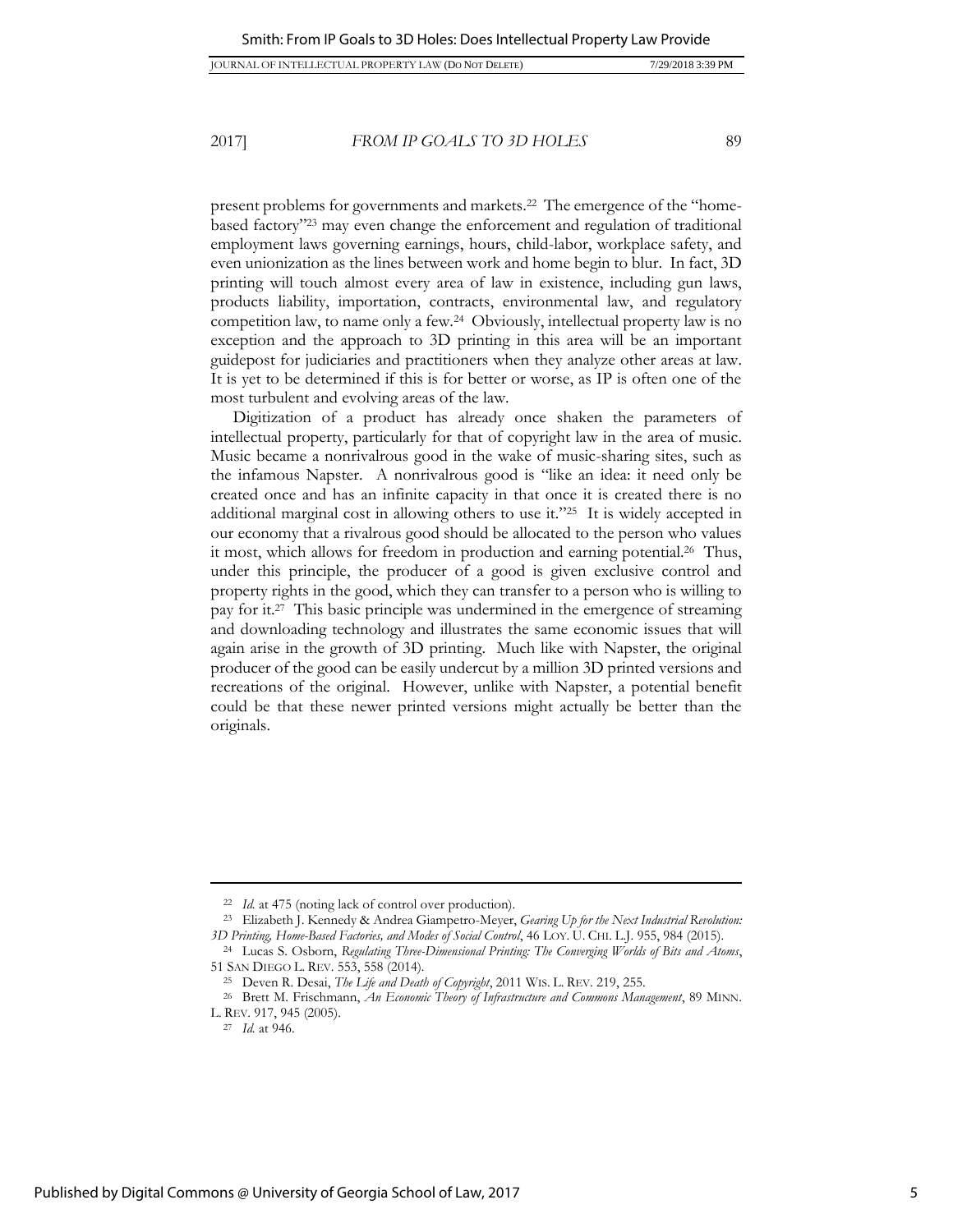present problems for governments and markets.[22] The emergence of the "home-based factory"[23] may even change the enforcement and regulation of traditional employment laws governing earnings, hours, child-labor, workplace safety, and even unionization as the lines between work and home begin to blur. In fact, 3D printing will touch almost every area of law in existence, including gun laws, products liability, importation, contracts, environmental law, and regulatory competition law, to name only a few.[24] Obviously, intellectual property law is no exception and the approach to 3D printing in this area will be an important guidepost for judiciaries and practitioners when they analyze other areas at law. It is yet to be determined if this is for better or worse, as IP is often one of the most turbulent and evolving areas of the law.

Digitization of a product has already once shaken the parameters of intellectual property, particularly for that of copyright law in the area of music. Music became a nonrivalrous good in the wake of music-sharing sites, such as the infamous Napster. A nonrivalrous good is "like an idea: it need only be created once and has an infinite capacity in that once it is created there is no additional marginal cost in allowing others to use it."[25] It is widely accepted in our economy that a rivalrous good should be allocated to the person who values it most, which allows for freedom in production and earning potential.[26] Thus, under this principle, the producer of a good is given exclusive control and property rights in the good, which they can transfer to a person who is willing to pay for it.[27] This basic principle was undermined in the emergence of streaming and downloading technology and illustrates the same economic issues that will again arise in the growth of 3D printing. Much like with Napster, the original producer of the good can be easily undercut by a million 3D printed versions and recreations of the original. However, unlike with Napster, a potential benefit could be that these newer printed versions might actually be better than the originals.

---

[22] *Id.* at 475 (noting lack of control over production).

[23] Elizabeth J. Kennedy & Andrea Giampetro-Meyer, *Gearing Up for the Next Industrial Revolution: 3D Printing, Home-Based Factories, and Modes of Social Control*, 46 LOY. U. CHI. L.J. 955, 984 (2015).

[24] Lucas S. Osborn, *Regulating Three-Dimensional Printing: The Converging Worlds of Bits and Atoms*, 51 SAN DIEGO L. REV. 553, 558 (2014).

[25] Deven R. Desai, *The Life and Death of Copyright*, 2011 WIS. L. REV. 219, 255.

[26] Brett M. Frischmann, *An Economic Theory of Infrastructure and Commons Management*, 89 MINN. L. REV. 917, 945 (2005).

[27] *Id.* at 946.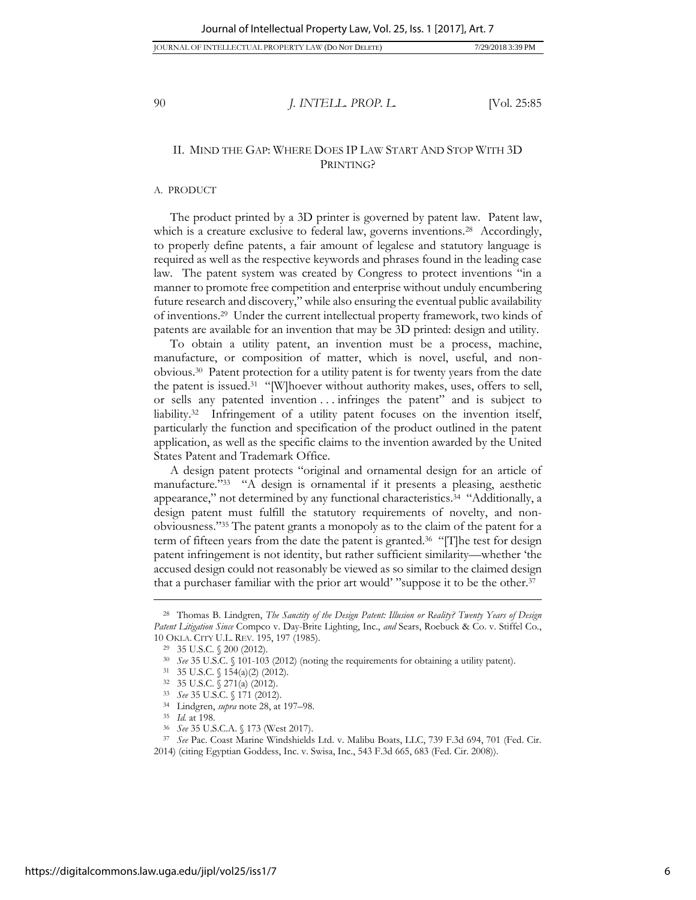## II. MIND THE GAP: WHERE DOES IP LAW START AND STOP WITH 3D PRINTING?

### A. PRODUCT

The product printed by a 3D printer is governed by patent law. Patent law, which is a creature exclusive to federal law, governs inventions.[28] Accordingly, to properly define patents, a fair amount of legalese and statutory language is required as well as the respective keywords and phrases found in the leading case law. The patent system was created by Congress to protect inventions "in a manner to promote free competition and enterprise without unduly encumbering future research and discovery," while also ensuring the eventual public availability of inventions.[29] Under the current intellectual property framework, two kinds of patents are available for an invention that may be 3D printed: design and utility.

To obtain a utility patent, an invention must be a process, machine, manufacture, or composition of matter, which is novel, useful, and non-obvious.[30] Patent protection for a utility patent is for twenty years from the date the patent is issued.[31] "[W]hoever without authority makes, uses, offers to sell, or sells any patented invention . . . infringes the patent" and is subject to liability.[32] Infringement of a utility patent focuses on the invention itself, particularly the function and specification of the product outlined in the patent application, as well as the specific claims to the invention awarded by the United States Patent and Trademark Office.

A design patent protects "original and ornamental design for an article of manufacture."[33] "A design is ornamental if it presents a pleasing, aesthetic appearance," not determined by any functional characteristics.[34] "Additionally, a design patent must fulfill the statutory requirements of novelty, and non-obviousness."[35] The patent grants a monopoly as to the claim of the patent for a term of fifteen years from the date the patent is granted.[36] "[T]he test for design patent infringement is not identity, but rather sufficient similarity—whether 'the accused design could not reasonably be viewed as so similar to the claimed design that a purchaser familiar with the prior art would' "suppose it to be the other.[37]

---

[28] Thomas B. Lindgren, *The Sanctity of the Design Patent: Illusion or Reality? Twenty Years of Design Patent Litigation Since* Compco v. Day-Brite Lighting, Inc., *and* Sears, Roebuck & Co. v. Stiffel Co., 10 OKLA. CITY U.L. REV. 195, 197 (1985).

[29] 35 U.S.C. § 200 (2012).

[30] *See* 35 U.S.C. § 101-103 (2012) (noting the requirements for obtaining a utility patent).

[31] 35 U.S.C. § 154(a)(2) (2012).

[32] 35 U.S.C. § 271(a) (2012).

[33] *See* 35 U.S.C. § 171 (2012).

[34] Lindgren, *supra* note 28, at 197–98.

[35] *Id.* at 198.

[36] *See* 35 U.S.C.A. § 173 (West 2017).

[37] *See* Pac. Coast Marine Windshields Ltd. v. Malibu Boats, LLC, 739 F.3d 694, 701 (Fed. Cir. 2014) (citing Egyptian Goddess, Inc. v. Swisa, Inc., 543 F.3d 665, 683 (Fed. Cir. 2008)).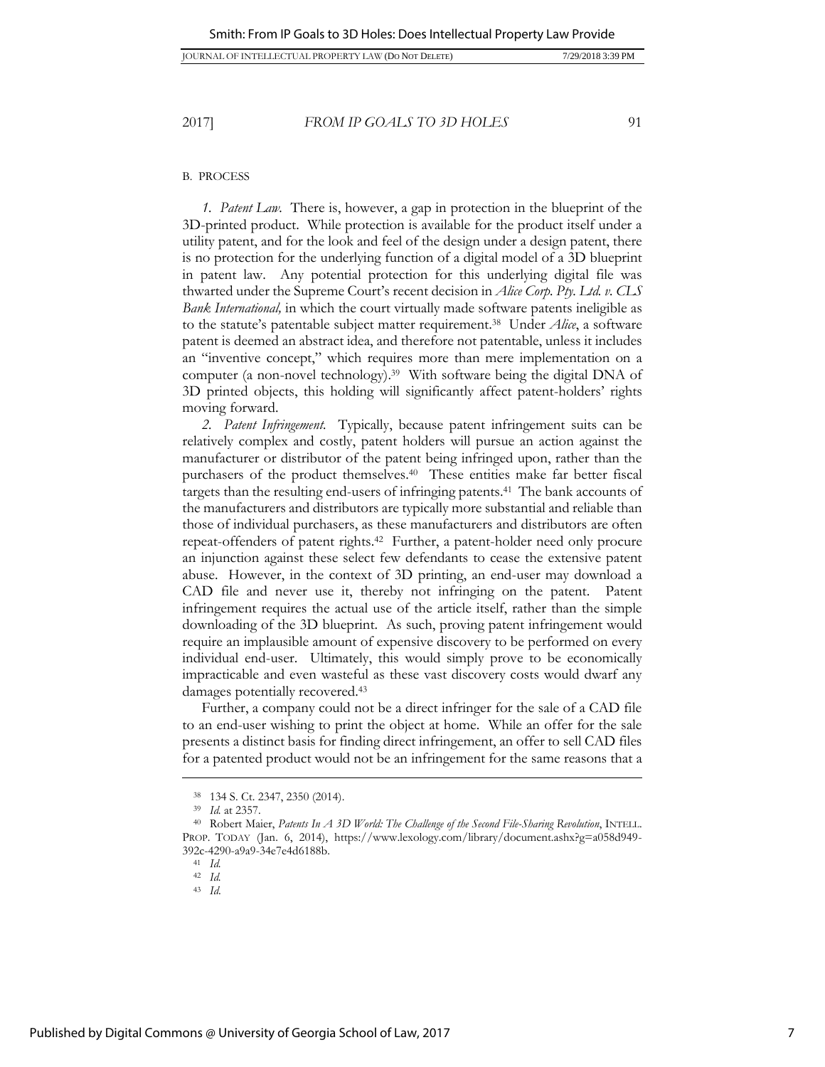## B. PROCESS

*1. Patent Law.* There is, however, a gap in protection in the blueprint of the 3D-printed product. While protection is available for the product itself under a utility patent, and for the look and feel of the design under a design patent, there is no protection for the underlying function of a digital model of a 3D blueprint in patent law. Any potential protection for this underlying digital file was thwarted under the Supreme Court's recent decision in *Alice Corp. Pty. Ltd. v. CLS Bank International,* in which the court virtually made software patents ineligible as to the statute's patentable subject matter requirement.[38] Under *Alice*, a software patent is deemed an abstract idea, and therefore not patentable, unless it includes an "inventive concept," which requires more than mere implementation on a computer (a non-novel technology).[39] With software being the digital DNA of 3D printed objects, this holding will significantly affect patent-holders' rights moving forward.

*2. Patent Infringement.* Typically, because patent infringement suits can be relatively complex and costly, patent holders will pursue an action against the manufacturer or distributor of the patent being infringed upon, rather than the purchasers of the product themselves.[40] These entities make far better fiscal targets than the resulting end-users of infringing patents.[41] The bank accounts of the manufacturers and distributors are typically more substantial and reliable than those of individual purchasers, as these manufacturers and distributors are often repeat-offenders of patent rights.[42] Further, a patent-holder need only procure an injunction against these select few defendants to cease the extensive patent abuse. However, in the context of 3D printing, an end-user may download a CAD file and never use it, thereby not infringing on the patent. Patent infringement requires the actual use of the article itself, rather than the simple downloading of the 3D blueprint. As such, proving patent infringement would require an implausible amount of expensive discovery to be performed on every individual end-user. Ultimately, this would simply prove to be economically impracticable and even wasteful as these vast discovery costs would dwarf any damages potentially recovered.[43]

Further, a company could not be a direct infringer for the sale of a CAD file to an end-user wishing to print the object at home. While an offer for the sale presents a distinct basis for finding direct infringement, an offer to sell CAD files for a patented product would not be an infringement for the same reasons that a

---

[38] 134 S. Ct. 2347, 2350 (2014).

[39] *Id.* at 2357.

[40] Robert Maier, *Patents In A 3D World: The Challenge of the Second File-Sharing Revolution*, INTELL. PROP. TODAY (Jan. 6, 2014), https://www.lexology.com/library/document.ashx?g=a058d949-392c-4290-a9a9-34e7e4d6188b.

[41] *Id.*

[42] *Id.*

[43] *Id.*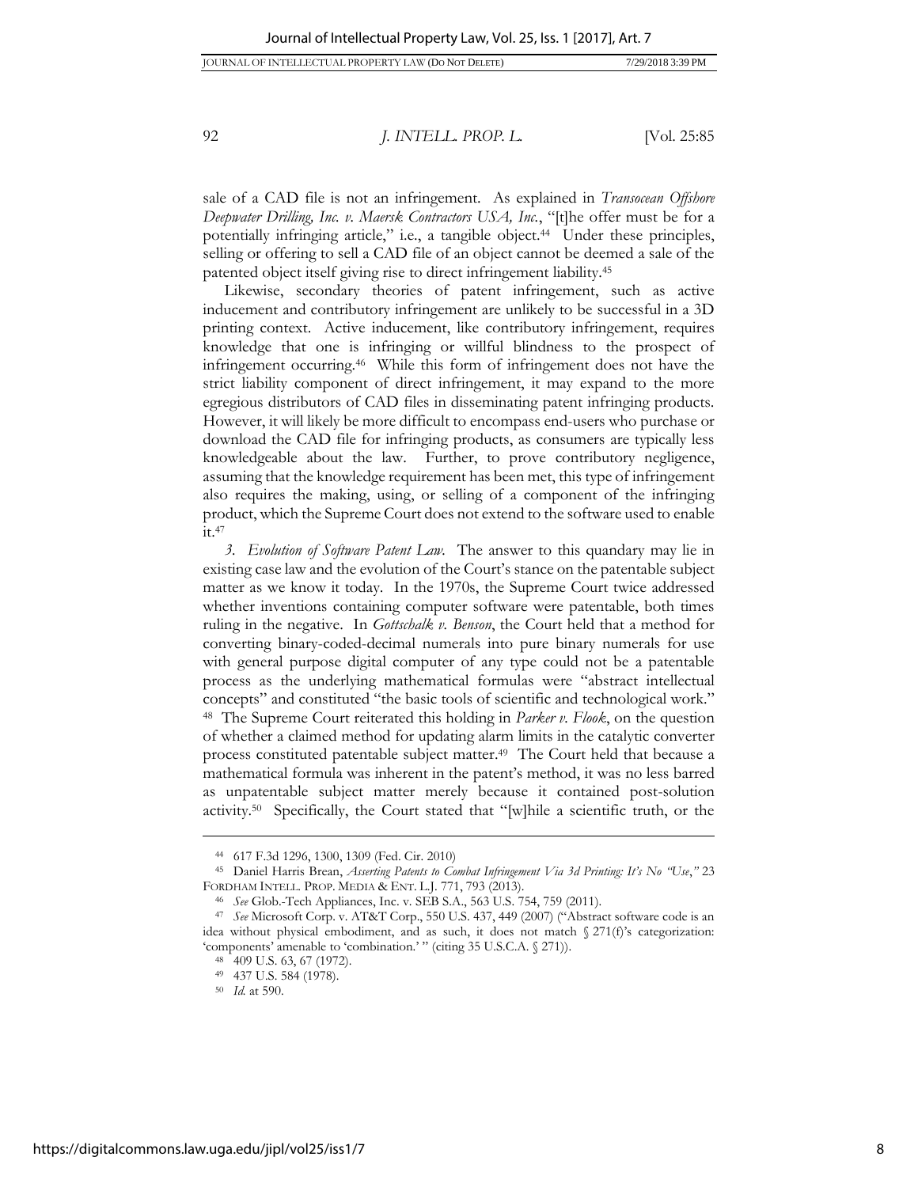sale of a CAD file is not an infringement. As explained in *Transocean Offshore Deepwater Drilling, Inc. v. Maersk Contractors USA, Inc.*, "[t]he offer must be for a potentially infringing article," i.e., a tangible object.[44] Under these principles, selling or offering to sell a CAD file of an object cannot be deemed a sale of the patented object itself giving rise to direct infringement liability.[45]

Likewise, secondary theories of patent infringement, such as active inducement and contributory infringement are unlikely to be successful in a 3D printing context. Active inducement, like contributory infringement, requires knowledge that one is infringing or willful blindness to the prospect of infringement occurring.[46] While this form of infringement does not have the strict liability component of direct infringement, it may expand to the more egregious distributors of CAD files in disseminating patent infringing products. However, it will likely be more difficult to encompass end-users who purchase or download the CAD file for infringing products, as consumers are typically less knowledgeable about the law. Further, to prove contributory negligence, assuming that the knowledge requirement has been met, this type of infringement also requires the making, using, or selling of a component of the infringing product, which the Supreme Court does not extend to the software used to enable it.[47]

*3. Evolution of Software Patent Law.* The answer to this quandary may lie in existing case law and the evolution of the Court's stance on the patentable subject matter as we know it today. In the 1970s, the Supreme Court twice addressed whether inventions containing computer software were patentable, both times ruling in the negative. In *Gottschalk v. Benson*, the Court held that a method for converting binary-coded-decimal numerals into pure binary numerals for use with general purpose digital computer of any type could not be a patentable process as the underlying mathematical formulas were "abstract intellectual concepts" and constituted "the basic tools of scientific and technological work." [48] The Supreme Court reiterated this holding in *Parker v. Flook*, on the question of whether a claimed method for updating alarm limits in the catalytic converter process constituted patentable subject matter.[49] The Court held that because a mathematical formula was inherent in the patent's method, it was no less barred as unpatentable subject matter merely because it contained post-solution activity.[50] Specifically, the Court stated that "[w]hile a scientific truth, or the

---

[44] 617 F.3d 1296, 1300, 1309 (Fed. Cir. 2010)

[45] Daniel Harris Brean, *Asserting Patents to Combat Infringement Via 3d Printing: It's No "Use,"* 23 FORDHAM INTELL. PROP. MEDIA & ENT. L.J. 771, 793 (2013).

[46] *See* Glob.-Tech Appliances, Inc. v. SEB S.A., 563 U.S. 754, 759 (2011).

[47] *See* Microsoft Corp. v. AT&T Corp., 550 U.S. 437, 449 (2007) ("Abstract software code is an idea without physical embodiment, and as such, it does not match § 271(f)'s categorization: 'components' amenable to 'combination.' " (citing 35 U.S.C.A. § 271)).

[48] 409 U.S. 63, 67 (1972).

[49] 437 U.S. 584 (1978).

[50] *Id.* at 590.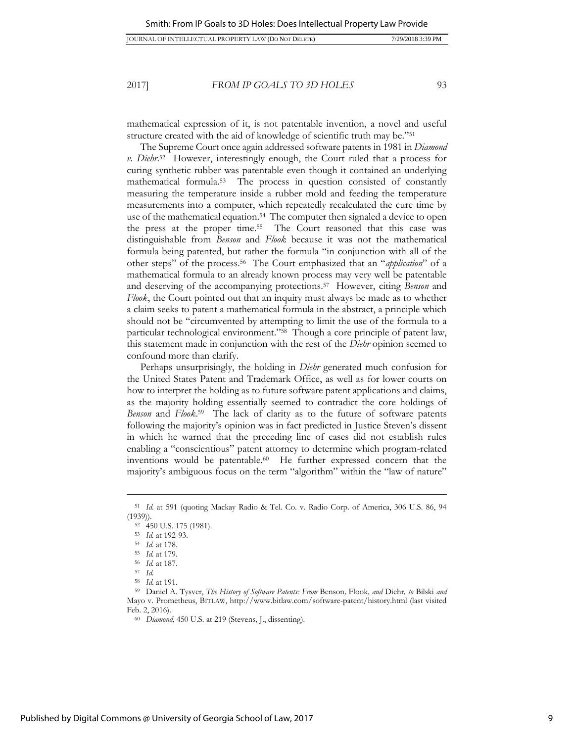mathematical expression of it, is not patentable invention, a novel and useful structure created with the aid of knowledge of scientific truth may be."[51]

The Supreme Court once again addressed software patents in 1981 in *Diamond v. Diehr*.[52] However, interestingly enough, the Court ruled that a process for curing synthetic rubber was patentable even though it contained an underlying mathematical formula.[53] The process in question consisted of constantly measuring the temperature inside a rubber mold and feeding the temperature measurements into a computer, which repeatedly recalculated the cure time by use of the mathematical equation.[54] The computer then signaled a device to open the press at the proper time.[55] The Court reasoned that this case was distinguishable from *Benson* and *Flook* because it was not the mathematical formula being patented, but rather the formula "in conjunction with all of the other steps" of the process.[56] The Court emphasized that an "*application*" of a mathematical formula to an already known process may very well be patentable and deserving of the accompanying protections.[57] However, citing *Benson* and *Flook*, the Court pointed out that an inquiry must always be made as to whether a claim seeks to patent a mathematical formula in the abstract, a principle which should not be "circumvented by attempting to limit the use of the formula to a particular technological environment."[58] Though a core principle of patent law, this statement made in conjunction with the rest of the *Diehr* opinion seemed to confound more than clarify.

Perhaps unsurprisingly, the holding in *Diehr* generated much confusion for the United States Patent and Trademark Office, as well as for lower courts on how to interpret the holding as to future software patent applications and claims, as the majority holding essentially seemed to contradict the core holdings of *Benson* and *Flook*.[59] The lack of clarity as to the future of software patents following the majority's opinion was in fact predicted in Justice Steven's dissent in which he warned that the preceding line of cases did not establish rules enabling a "conscientious" patent attorney to determine which program-related inventions would be patentable.[60] He further expressed concern that the majority's ambiguous focus on the term "algorithm" within the "law of nature"

---

[51] *Id.* at 591 (quoting Mackay Radio & Tel. Co. v. Radio Corp. of America, 306 U.S. 86, 94 (1939)).

[52] 450 U.S. 175 (1981).

[53] *Id.* at 192-93.

[54] *Id.* at 178.

[55] *Id.* at 179.

[56] *Id.* at 187.

[57] *Id.*

[58] *Id.* at 191.

[59] Daniel A. Tysver, *The History of Software Patents: From* Benson*,* Flook*, and* Diehr*, to* Bilski *and* Mayo v. Prometheus, BITLAW, http://www.bitlaw.com/software-patent/history.html (last visited Feb. 2, 2016).

[60] *Diamond*, 450 U.S. at 219 (Stevens, J., dissenting).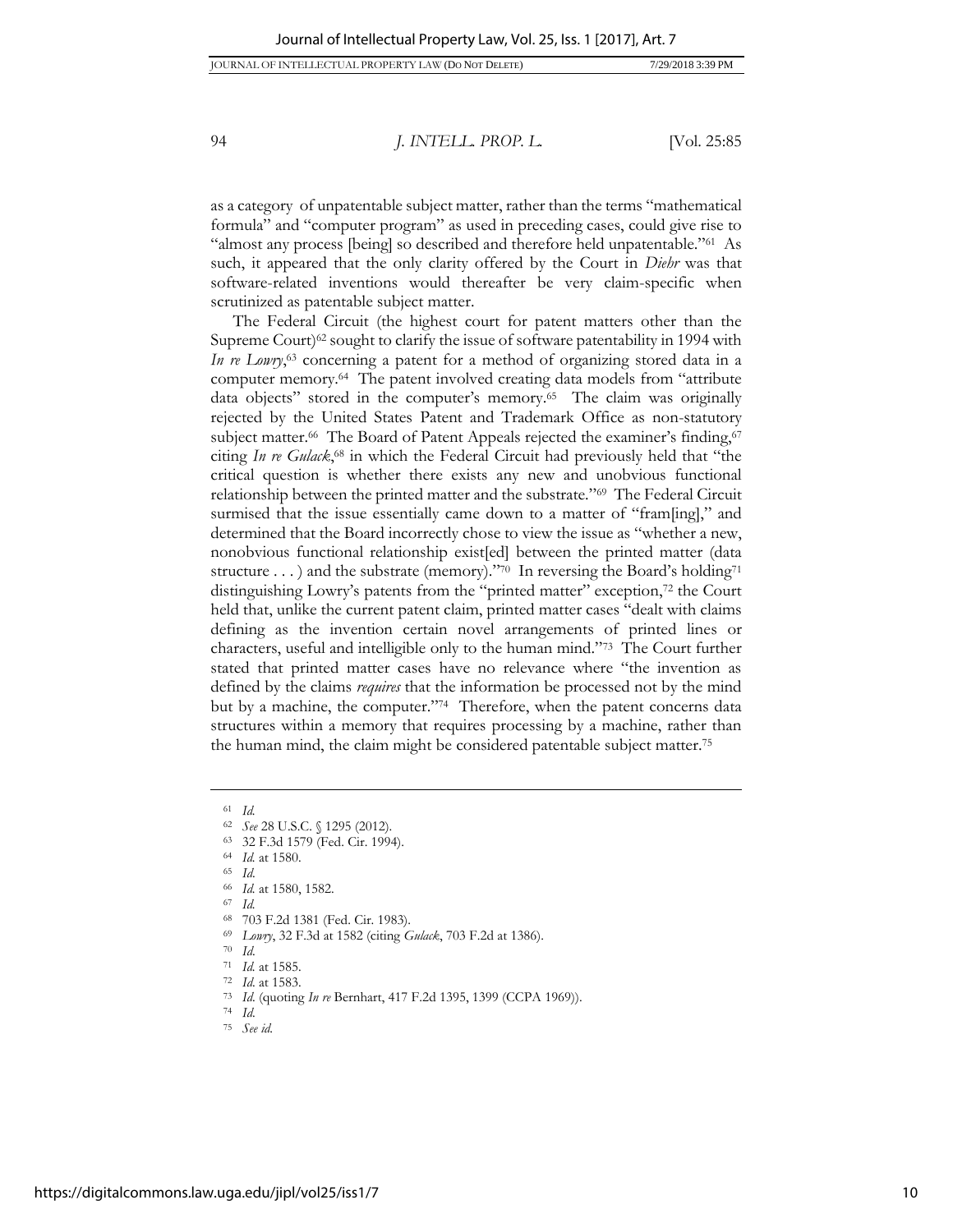as a category of unpatentable subject matter, rather than the terms "mathematical formula" and "computer program" as used in preceding cases, could give rise to "almost any process [being] so described and therefore held unpatentable."[61] As such, it appeared that the only clarity offered by the Court in *Diehr* was that software-related inventions would thereafter be very claim-specific when scrutinized as patentable subject matter.

The Federal Circuit (the highest court for patent matters other than the Supreme Court)[62] sought to clarify the issue of software patentability in 1994 with *In re Lowry*,[63] concerning a patent for a method of organizing stored data in a computer memory.[64] The patent involved creating data models from "attribute data objects" stored in the computer's memory.[65] The claim was originally rejected by the United States Patent and Trademark Office as non-statutory subject matter.[66] The Board of Patent Appeals rejected the examiner's finding,[67] citing *In re Gulack*,[68] in which the Federal Circuit had previously held that "the critical question is whether there exists any new and unobvious functional relationship between the printed matter and the substrate."[69] The Federal Circuit surmised that the issue essentially came down to a matter of "fram[ing]," and determined that the Board incorrectly chose to view the issue as "whether a new, nonobvious functional relationship exist[ed] between the printed matter (data structure . . . ) and the substrate (memory)."[70] In reversing the Board's holding[71] distinguishing Lowry's patents from the "printed matter" exception,[72] the Court held that, unlike the current patent claim, printed matter cases "dealt with claims defining as the invention certain novel arrangements of printed lines or characters, useful and intelligible only to the human mind."[73] The Court further stated that printed matter cases have no relevance where "the invention as defined by the claims *requires* that the information be processed not by the mind but by a machine, the computer."[74] Therefore, when the patent concerns data structures within a memory that requires processing by a machine, rather than the human mind, the claim might be considered patentable subject matter.[75]

---

[61] *Id.*

[62] *See* 28 U.S.C. § 1295 (2012).

[63] 32 F.3d 1579 (Fed. Cir. 1994).

[64] *Id.* at 1580.

[65] *Id.*

[66] *Id.* at 1580, 1582.

[67] *Id.*

[68] 703 F.2d 1381 (Fed. Cir. 1983).

[69] *Lowry*, 32 F.3d at 1582 (citing *Gulack*, 703 F.2d at 1386).

[70] *Id.*

[71] *Id.* at 1585.

[72] *Id.* at 1583.

[73] *Id.* (quoting *In re* Bernhart, 417 F.2d 1395, 1399 (CCPA 1969)).

[74] *Id.*

[75] *See id.*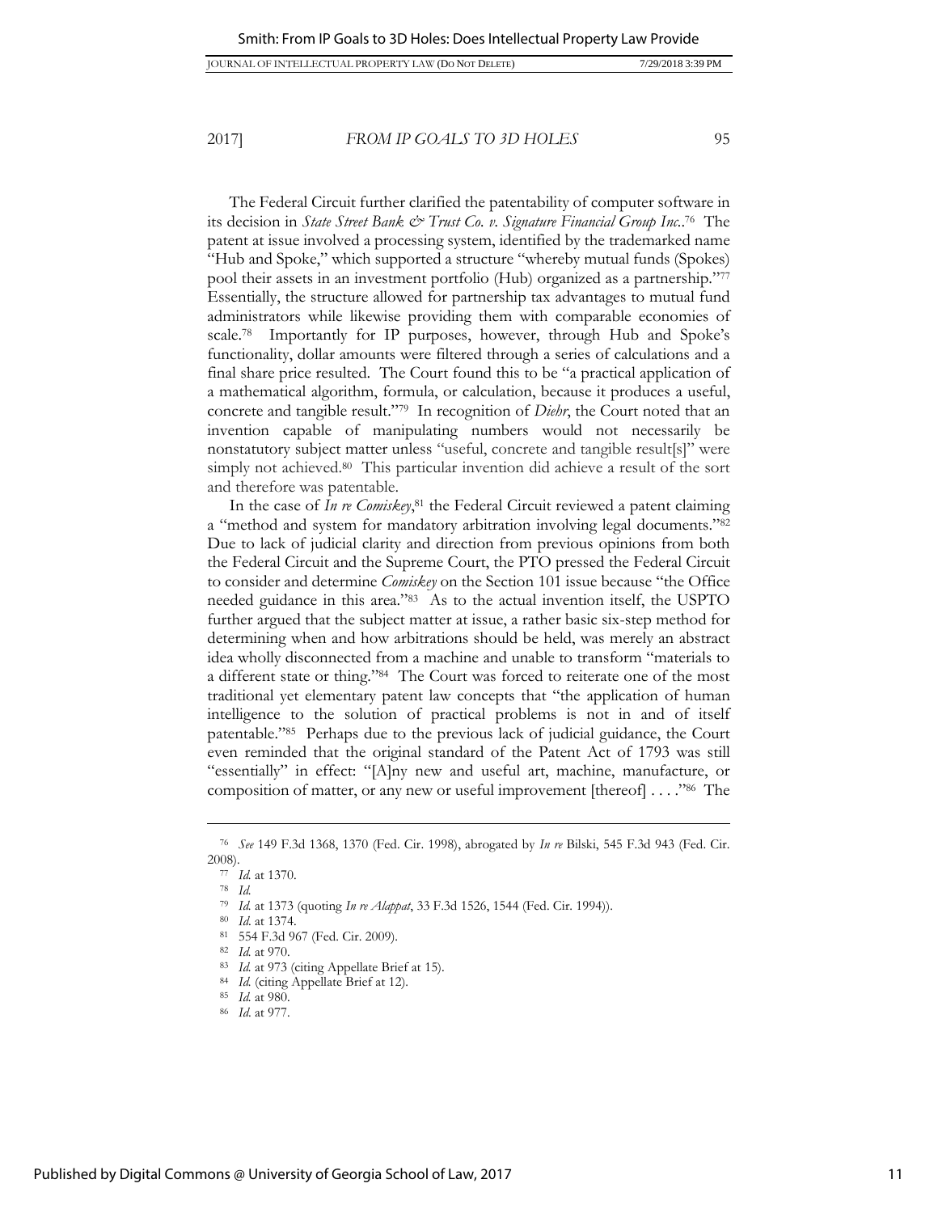The Federal Circuit further clarified the patentability of computer software in its decision in *State Street Bank & Trust Co. v. Signature Financial Group Inc.*.[76] The patent at issue involved a processing system, identified by the trademarked name "Hub and Spoke," which supported a structure "whereby mutual funds (Spokes) pool their assets in an investment portfolio (Hub) organized as a partnership."[77] Essentially, the structure allowed for partnership tax advantages to mutual fund administrators while likewise providing them with comparable economies of scale.[78] Importantly for IP purposes, however, through Hub and Spoke's functionality, dollar amounts were filtered through a series of calculations and a final share price resulted. The Court found this to be "a practical application of a mathematical algorithm, formula, or calculation, because it produces a useful, concrete and tangible result."[79] In recognition of *Diehr*, the Court noted that an invention capable of manipulating numbers would not necessarily be nonstatutory subject matter unless "useful, concrete and tangible result[s]" were simply not achieved.[80] This particular invention did achieve a result of the sort and therefore was patentable.

In the case of *In re Comiskey*,[81] the Federal Circuit reviewed a patent claiming a "method and system for mandatory arbitration involving legal documents."[82] Due to lack of judicial clarity and direction from previous opinions from both the Federal Circuit and the Supreme Court, the PTO pressed the Federal Circuit to consider and determine *Comiskey* on the Section 101 issue because "the Office needed guidance in this area."[83] As to the actual invention itself, the USPTO further argued that the subject matter at issue, a rather basic six-step method for determining when and how arbitrations should be held, was merely an abstract idea wholly disconnected from a machine and unable to transform "materials to a different state or thing."[84] The Court was forced to reiterate one of the most traditional yet elementary patent law concepts that "the application of human intelligence to the solution of practical problems is not in and of itself patentable."[85] Perhaps due to the previous lack of judicial guidance, the Court even reminded that the original standard of the Patent Act of 1793 was still "essentially" in effect: "[A]ny new and useful art, machine, manufacture, or composition of matter, or any new or useful improvement [thereof] . . . ."[86] The

---

[76] *See* 149 F.3d 1368, 1370 (Fed. Cir. 1998), abrogated by *In re* Bilski, 545 F.3d 943 (Fed. Cir. 2008).

[77] *Id.* at 1370.

[78] *Id.*

[79] *Id.* at 1373 (quoting *In re Alappat*, 33 F.3d 1526, 1544 (Fed. Cir. 1994)).

[80] *Id.* at 1374.

[81] 554 F.3d 967 (Fed. Cir. 2009).

[82] *Id.* at 970.

[83] *Id.* at 973 (citing Appellate Brief at 15).

[84] *Id.* (citing Appellate Brief at 12).

[85] *Id.* at 980.

[86] *Id.* at 977.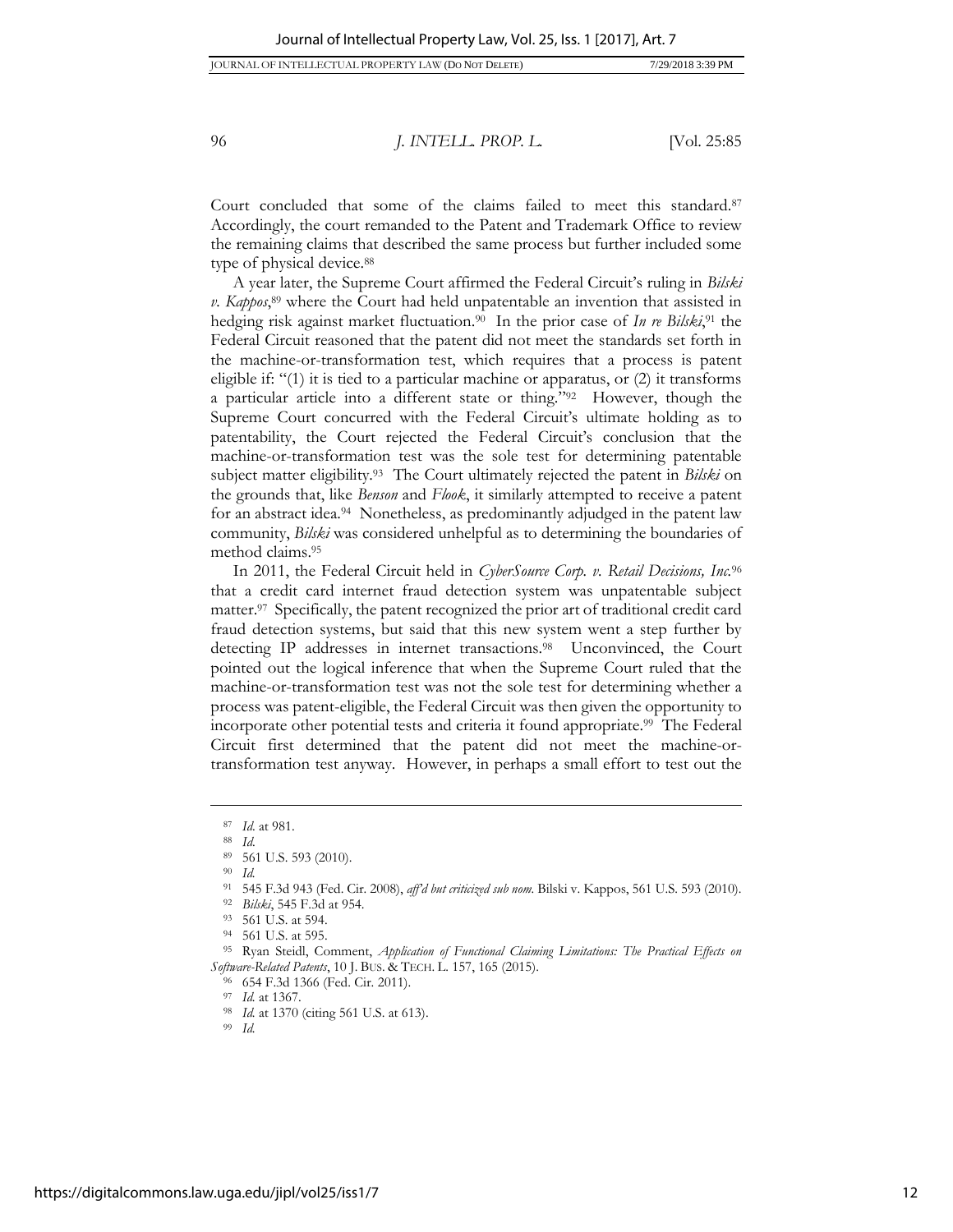Court concluded that some of the claims failed to meet this standard.[87] Accordingly, the court remanded to the Patent and Trademark Office to review the remaining claims that described the same process but further included some type of physical device.[88]

A year later, the Supreme Court affirmed the Federal Circuit's ruling in *Bilski v. Kappos*,[89] where the Court had held unpatentable an invention that assisted in hedging risk against market fluctuation.[90] In the prior case of *In re Bilski*,[91] the Federal Circuit reasoned that the patent did not meet the standards set forth in the machine-or-transformation test, which requires that a process is patent eligible if: "(1) it is tied to a particular machine or apparatus, or (2) it transforms a particular article into a different state or thing."[92] However, though the Supreme Court concurred with the Federal Circuit's ultimate holding as to patentability, the Court rejected the Federal Circuit's conclusion that the machine-or-transformation test was the sole test for determining patentable subject matter eligibility.[93] The Court ultimately rejected the patent in *Bilski* on the grounds that, like *Benson* and *Flook*, it similarly attempted to receive a patent for an abstract idea.[94] Nonetheless, as predominantly adjudged in the patent law community, *Bilski* was considered unhelpful as to determining the boundaries of method claims.[95]

In 2011, the Federal Circuit held in *CyberSource Corp. v. Retail Decisions, Inc.*[96] that a credit card internet fraud detection system was unpatentable subject matter.[97] Specifically, the patent recognized the prior art of traditional credit card fraud detection systems, but said that this new system went a step further by detecting IP addresses in internet transactions.[98] Unconvinced, the Court pointed out the logical inference that when the Supreme Court ruled that the machine-or-transformation test was not the sole test for determining whether a process was patent-eligible, the Federal Circuit was then given the opportunity to incorporate other potential tests and criteria it found appropriate.[99] The Federal Circuit first determined that the patent did not meet the machine-or-transformation test anyway. However, in perhaps a small effort to test out the

---

[87] *Id.* at 981.

[88] *Id.*

[89] 561 U.S. 593 (2010).

[90] *Id.*

[91] 545 F.3d 943 (Fed. Cir. 2008), *aff'd but criticized sub nom.* Bilski v. Kappos, 561 U.S. 593 (2010).

[92] *Bilski*, 545 F.3d at 954.

[93] 561 U.S. at 594.

[94] 561 U.S. at 595.

[95] Ryan Steidl, Comment, *Application of Functional Claiming Limitations: The Practical Effects on Software-Related Patents*, 10 J. BUS. & TECH. L. 157, 165 (2015).

[96] 654 F.3d 1366 (Fed. Cir. 2011).

[97] *Id.* at 1367.

[98] *Id.* at 1370 (citing 561 U.S. at 613).

[99] *Id.*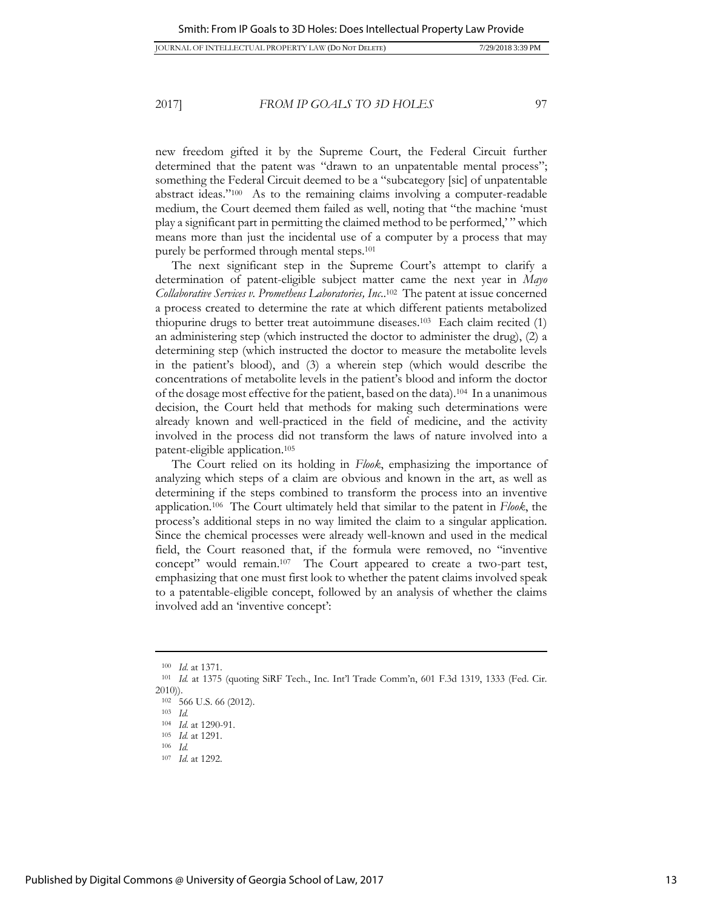new freedom gifted it by the Supreme Court, the Federal Circuit further determined that the patent was "drawn to an unpatentable mental process"; something the Federal Circuit deemed to be a "subcategory [sic] of unpatentable abstract ideas."[100] As to the remaining claims involving a computer-readable medium, the Court deemed them failed as well, noting that "the machine 'must play a significant part in permitting the claimed method to be performed,' " which means more than just the incidental use of a computer by a process that may purely be performed through mental steps.[101]

The next significant step in the Supreme Court's attempt to clarify a determination of patent-eligible subject matter came the next year in *Mayo Collaborative Services v. Prometheus Laboratories, Inc.*.[102] The patent at issue concerned a process created to determine the rate at which different patients metabolized thiopurine drugs to better treat autoimmune diseases.[103] Each claim recited (1) an administering step (which instructed the doctor to administer the drug), (2) a determining step (which instructed the doctor to measure the metabolite levels in the patient's blood), and (3) a wherein step (which would describe the concentrations of metabolite levels in the patient's blood and inform the doctor of the dosage most effective for the patient, based on the data).[104] In a unanimous decision, the Court held that methods for making such determinations were already known and well-practiced in the field of medicine, and the activity involved in the process did not transform the laws of nature involved into a patent-eligible application.[105]

The Court relied on its holding in *Flook*, emphasizing the importance of analyzing which steps of a claim are obvious and known in the art, as well as determining if the steps combined to transform the process into an inventive application.[106] The Court ultimately held that similar to the patent in *Flook*, the process's additional steps in no way limited the claim to a singular application. Since the chemical processes were already well-known and used in the medical field, the Court reasoned that, if the formula were removed, no "inventive concept" would remain.[107] The Court appeared to create a two-part test, emphasizing that one must first look to whether the patent claims involved speak to a patentable-eligible concept, followed by an analysis of whether the claims involved add an 'inventive concept':

---

[100] *Id.* at 1371.

[101] *Id.* at 1375 (quoting SiRF Tech., Inc. Int'l Trade Comm'n, 601 F.3d 1319, 1333 (Fed. Cir. 2010)).

[102] 566 U.S. 66 (2012).

[103] *Id.*

[104] *Id.* at 1290-91.

[105] *Id.* at 1291.

[106] *Id.*

[107] *Id.* at 1292.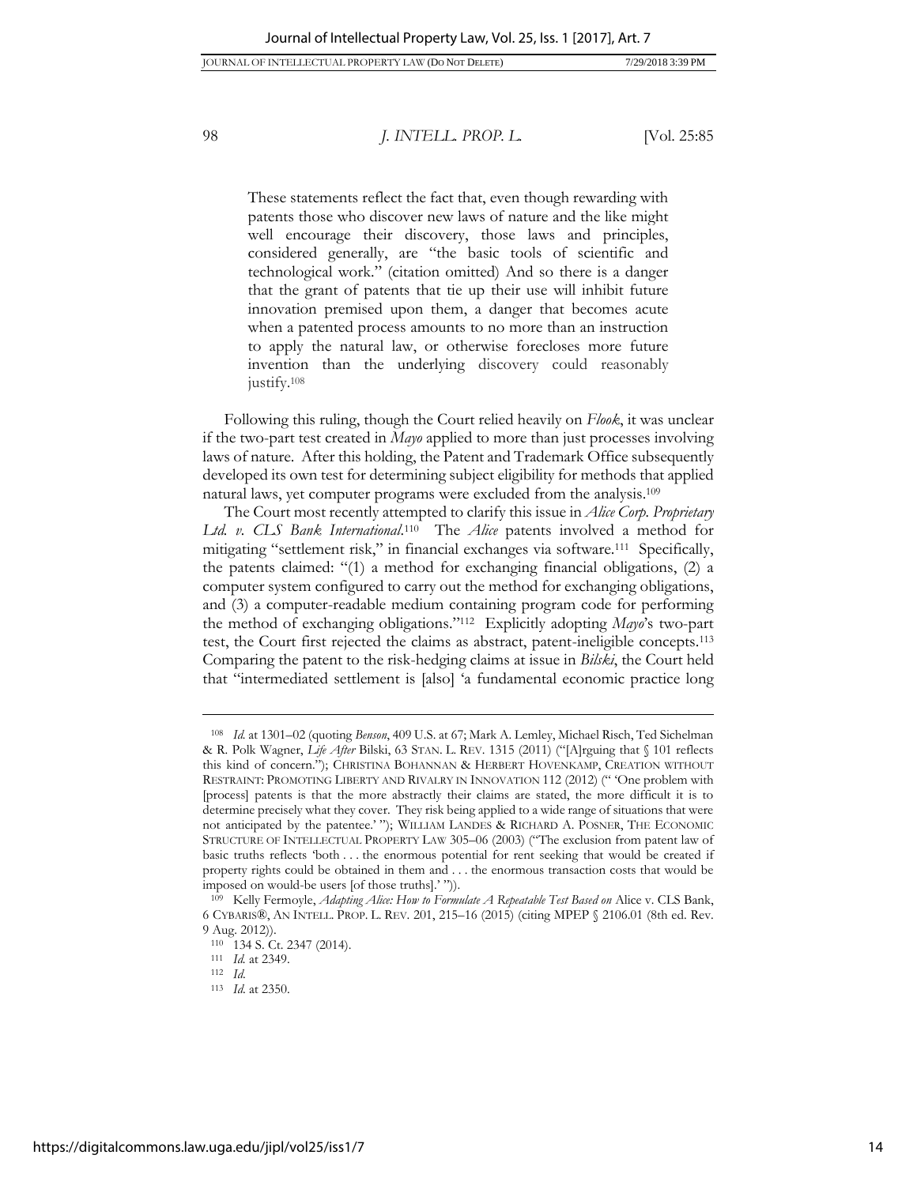> These statements reflect the fact that, even though rewarding with patents those who discover new laws of nature and the like might well encourage their discovery, those laws and principles, considered generally, are "the basic tools of scientific and technological work." (citation omitted) And so there is a danger that the grant of patents that tie up their use will inhibit future innovation premised upon them, a danger that becomes acute when a patented process amounts to no more than an instruction to apply the natural law, or otherwise forecloses more future invention than the underlying discovery could reasonably justify.[108]

Following this ruling, though the Court relied heavily on *Flook*, it was unclear if the two-part test created in *Mayo* applied to more than just processes involving laws of nature. After this holding, the Patent and Trademark Office subsequently developed its own test for determining subject eligibility for methods that applied natural laws, yet computer programs were excluded from the analysis.[109]

The Court most recently attempted to clarify this issue in *Alice Corp. Proprietary Ltd. v. CLS Bank International*.[110] The *Alice* patents involved a method for mitigating "settlement risk," in financial exchanges via software.[111] Specifically, the patents claimed: "(1) a method for exchanging financial obligations, (2) a computer system configured to carry out the method for exchanging obligations, and (3) a computer-readable medium containing program code for performing the method of exchanging obligations."[112] Explicitly adopting *Mayo*'s two-part test, the Court first rejected the claims as abstract, patent-ineligible concepts.[113] Comparing the patent to the risk-hedging claims at issue in *Bilski*, the Court held that "intermediated settlement is [also] 'a fundamental economic practice long

---

[108] *Id.* at 1301–02 (quoting *Benson*, 409 U.S. at 67; Mark A. Lemley, Michael Risch, Ted Sichelman & R. Polk Wagner, *Life After* Bilski, 63 STAN. L. REV. 1315 (2011) ("[A]rguing that § 101 reflects this kind of concern."); CHRISTINA BOHANNAN & HERBERT HOVENKAMP, CREATION WITHOUT RESTRAINT: PROMOTING LIBERTY AND RIVALRY IN INNOVATION 112 (2012) (" 'One problem with [process] patents is that the more abstractly their claims are stated, the more difficult it is to determine precisely what they cover. They risk being applied to a wide range of situations that were not anticipated by the patentee.' "); WILLIAM LANDES & RICHARD A. POSNER, THE ECONOMIC STRUCTURE OF INTELLECTUAL PROPERTY LAW 305–06 (2003) ("The exclusion from patent law of basic truths reflects 'both . . . the enormous potential for rent seeking that would be created if property rights could be obtained in them and . . . the enormous transaction costs that would be imposed on would-be users [of those truths].' ")).

[109] Kelly Fermoyle, *Adapting Alice: How to Formulate A Repeatable Test Based on* Alice v. CLS Bank, 6 CYBARIS®, AN INTELL. PROP. L. REV. 201, 215–16 (2015) (citing MPEP § 2106.01 (8th ed. Rev. 9 Aug. 2012)).

[110] 134 S. Ct. 2347 (2014).

[111] *Id.* at 2349.

[112] *Id.*

[113] *Id.* at 2350.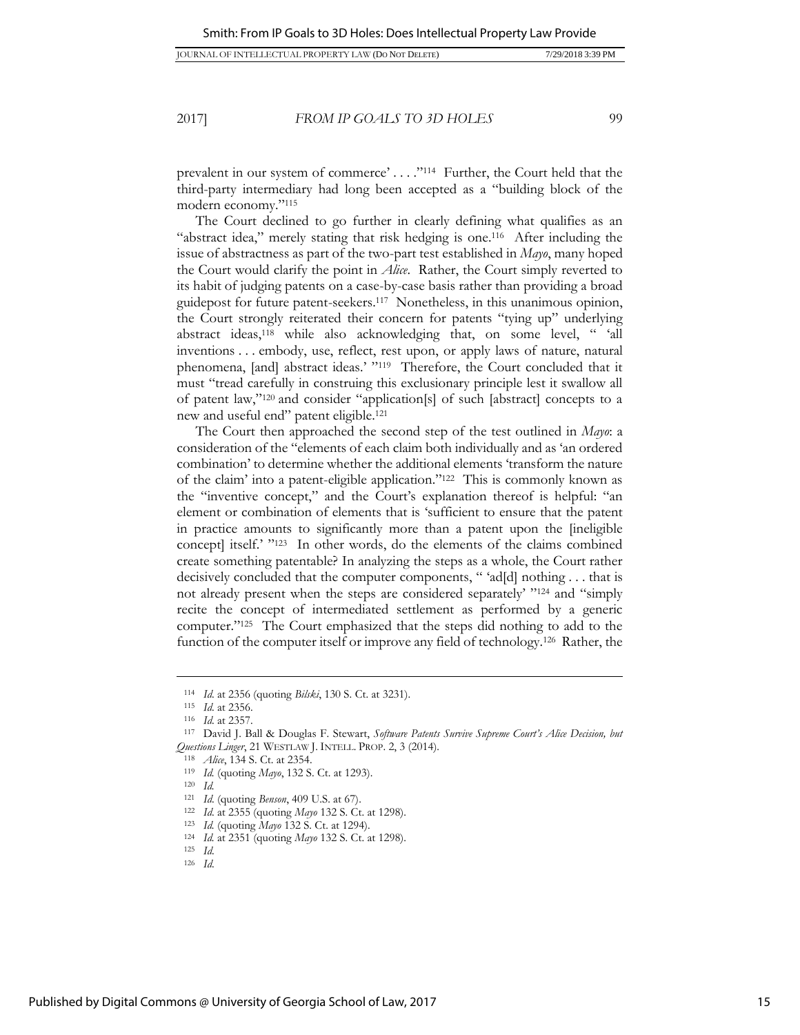prevalent in our system of commerce' . . . ."[114] Further, the Court held that the third-party intermediary had long been accepted as a "building block of the modern economy."[115]

The Court declined to go further in clearly defining what qualifies as an "abstract idea," merely stating that risk hedging is one.[116] After including the issue of abstractness as part of the two-part test established in *Mayo*, many hoped the Court would clarify the point in *Alice*. Rather, the Court simply reverted to its habit of judging patents on a case-by-case basis rather than providing a broad guidepost for future patent-seekers.[117] Nonetheless, in this unanimous opinion, the Court strongly reiterated their concern for patents "tying up" underlying abstract ideas,[118] while also acknowledging that, on some level, " 'all inventions . . . embody, use, reflect, rest upon, or apply laws of nature, natural phenomena, [and] abstract ideas.' "[119] Therefore, the Court concluded that it must "tread carefully in construing this exclusionary principle lest it swallow all of patent law,"[120] and consider "application[s] of such [abstract] concepts to a new and useful end" patent eligible.[121]

The Court then approached the second step of the test outlined in *Mayo*: a consideration of the "elements of each claim both individually and as 'an ordered combination' to determine whether the additional elements 'transform the nature of the claim' into a patent-eligible application."[122] This is commonly known as the "inventive concept," and the Court's explanation thereof is helpful: "an element or combination of elements that is 'sufficient to ensure that the patent in practice amounts to significantly more than a patent upon the [ineligible concept] itself.' "[123] In other words, do the elements of the claims combined create something patentable? In analyzing the steps as a whole, the Court rather decisively concluded that the computer components, " 'ad[d] nothing . . . that is not already present when the steps are considered separately' "[124] and "simply recite the concept of intermediated settlement as performed by a generic computer."[125] The Court emphasized that the steps did nothing to add to the function of the computer itself or improve any field of technology.[126] Rather, the

---

[114] *Id.* at 2356 (quoting *Bilski*, 130 S. Ct. at 3231).

[115] *Id.* at 2356.

[116] *Id.* at 2357.

[117] David J. Ball & Douglas F. Stewart, *Software Patents Survive Supreme Court's Alice Decision, but Questions Linger*, 21 WESTLAW J. INTELL. PROP. 2, 3 (2014).

[118] *Alice*, 134 S. Ct. at 2354.

[119] *Id.* (quoting *Mayo*, 132 S. Ct. at 1293).

[120] *Id.*

[121] *Id.* (quoting *Benson*, 409 U.S. at 67).

[122] *Id.* at 2355 (quoting *Mayo* 132 S. Ct. at 1298).

[123] *Id.* (quoting *Mayo* 132 S. Ct. at 1294).

[124] *Id.* at 2351 (quoting *Mayo* 132 S. Ct. at 1298).

[125] *Id.*

[126] *Id.*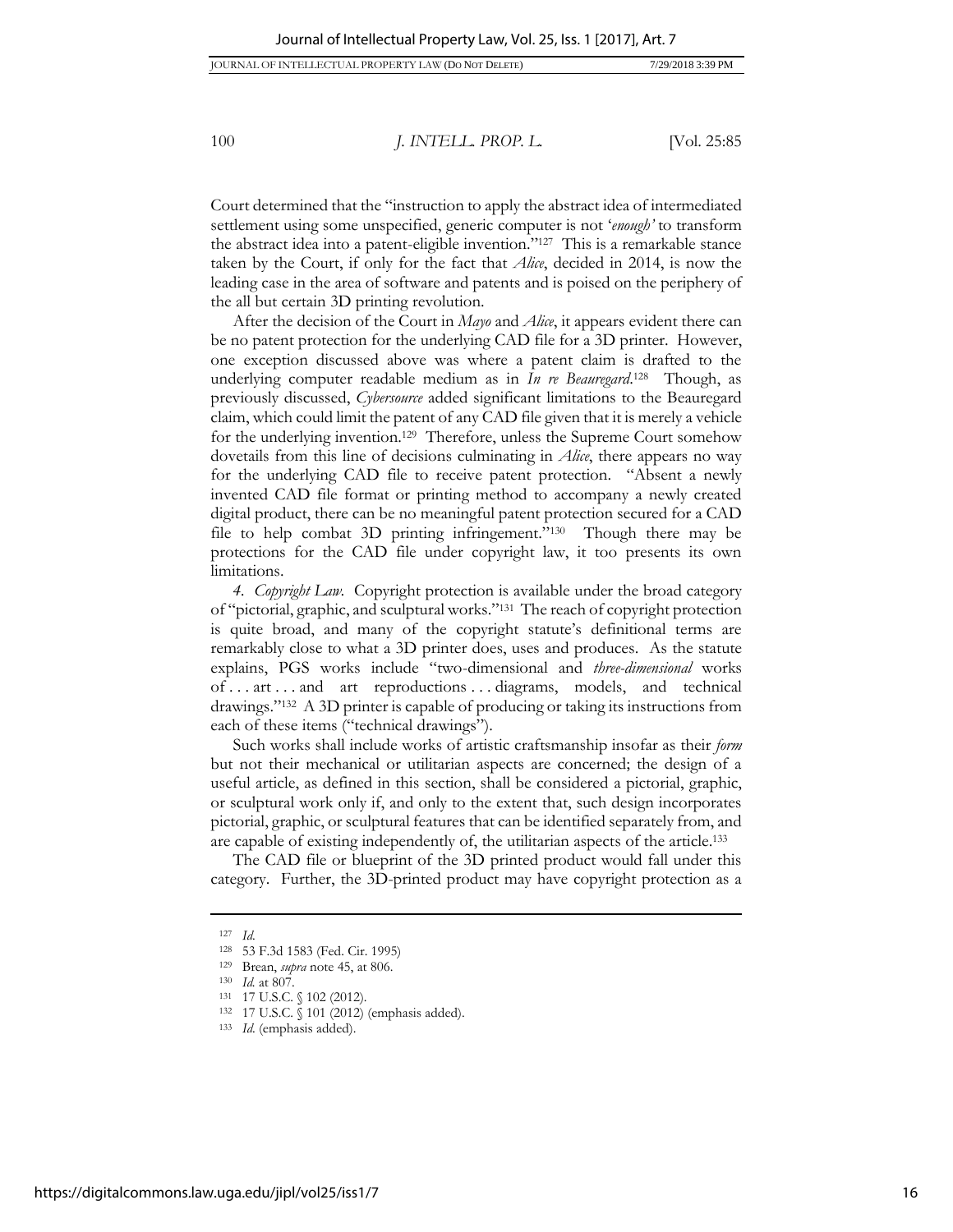Court determined that the "instruction to apply the abstract idea of intermediated settlement using some unspecified, generic computer is not '*enough*' to transform the abstract idea into a patent-eligible invention."[127] This is a remarkable stance taken by the Court, if only for the fact that *Alice*, decided in 2014, is now the leading case in the area of software and patents and is poised on the periphery of the all but certain 3D printing revolution.

After the decision of the Court in *Mayo* and *Alice*, it appears evident there can be no patent protection for the underlying CAD file for a 3D printer. However, one exception discussed above was where a patent claim is drafted to the underlying computer readable medium as in *In re Beauregard*.[128] Though, as previously discussed, *Cybersource* added significant limitations to the Beauregard claim, which could limit the patent of any CAD file given that it is merely a vehicle for the underlying invention.[129] Therefore, unless the Supreme Court somehow dovetails from this line of decisions culminating in *Alice*, there appears no way for the underlying CAD file to receive patent protection. "Absent a newly invented CAD file format or printing method to accompany a newly created digital product, there can be no meaningful patent protection secured for a CAD file to help combat 3D printing infringement."[130] Though there may be protections for the CAD file under copyright law, it too presents its own limitations.

*4. Copyright Law.* Copyright protection is available under the broad category of "pictorial, graphic, and sculptural works."[131] The reach of copyright protection is quite broad, and many of the copyright statute's definitional terms are remarkably close to what a 3D printer does, uses and produces. As the statute explains, PGS works include "two-dimensional and *three-dimensional* works of . . . art . . . and art reproductions . . . diagrams, models, and technical drawings."[132] A 3D printer is capable of producing or taking its instructions from each of these items ("technical drawings").

> Such works shall include works of artistic craftsmanship insofar as their *form* but not their mechanical or utilitarian aspects are concerned; the design of a useful article, as defined in this section, shall be considered a pictorial, graphic, or sculptural work only if, and only to the extent that, such design incorporates pictorial, graphic, or sculptural features that can be identified separately from, and are capable of existing independently of, the utilitarian aspects of the article.[133]

The CAD file or blueprint of the 3D printed product would fall under this category. Further, the 3D-printed product may have copyright protection as a

---

[127] *Id.*

[128] 53 F.3d 1583 (Fed. Cir. 1995)

[129] Brean, *supra* note 45, at 806.

[130] *Id.* at 807.

[131] 17 U.S.C. § 102 (2012).

[132] 17 U.S.C. § 101 (2012) (emphasis added).

[133] *Id.* (emphasis added).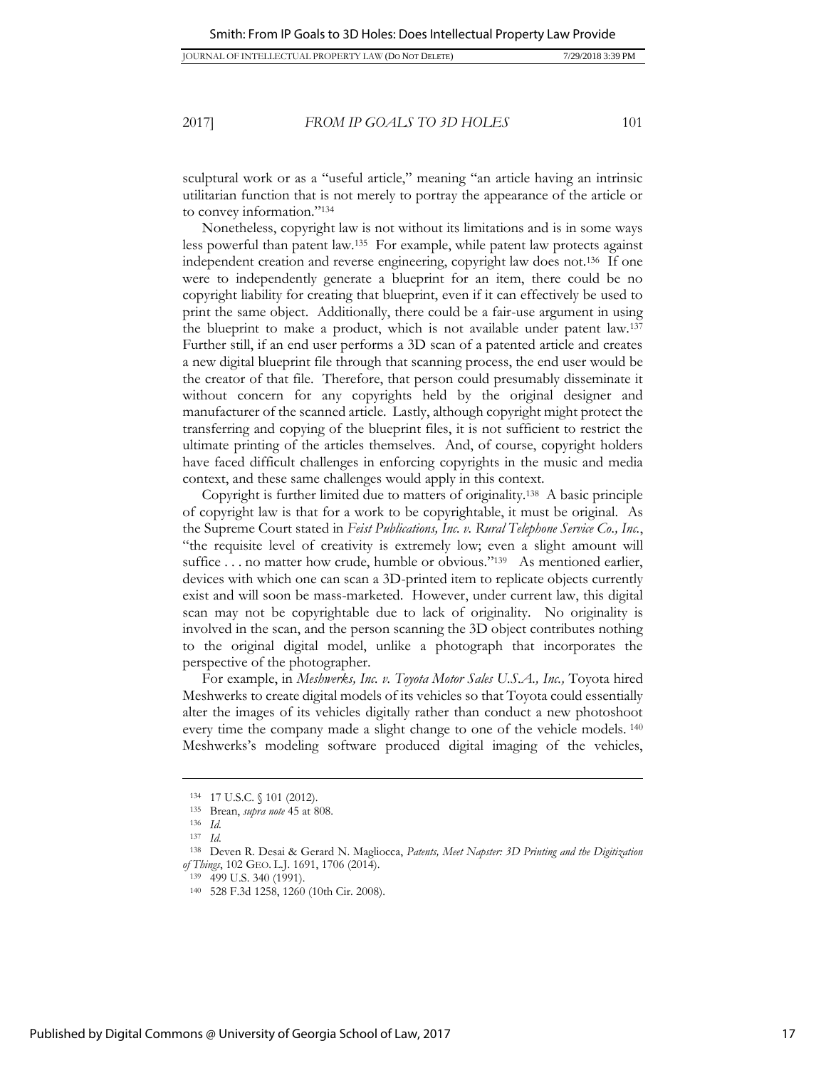sculptural work or as a "useful article," meaning "an article having an intrinsic utilitarian function that is not merely to portray the appearance of the article or to convey information."[134]

Nonetheless, copyright law is not without its limitations and is in some ways less powerful than patent law.[135] For example, while patent law protects against independent creation and reverse engineering, copyright law does not.[136] If one were to independently generate a blueprint for an item, there could be no copyright liability for creating that blueprint, even if it can effectively be used to print the same object. Additionally, there could be a fair-use argument in using the blueprint to make a product, which is not available under patent law.[137] Further still, if an end user performs a 3D scan of a patented article and creates a new digital blueprint file through that scanning process, the end user would be the creator of that file. Therefore, that person could presumably disseminate it without concern for any copyrights held by the original designer and manufacturer of the scanned article. Lastly, although copyright might protect the transferring and copying of the blueprint files, it is not sufficient to restrict the ultimate printing of the articles themselves. And, of course, copyright holders have faced difficult challenges in enforcing copyrights in the music and media context, and these same challenges would apply in this context.

Copyright is further limited due to matters of originality.[138] A basic principle of copyright law is that for a work to be copyrightable, it must be original. As the Supreme Court stated in *Feist Publications, Inc. v. Rural Telephone Service Co., Inc.*, "the requisite level of creativity is extremely low; even a slight amount will suffice . . . no matter how crude, humble or obvious."[139] As mentioned earlier, devices with which one can scan a 3D-printed item to replicate objects currently exist and will soon be mass-marketed. However, under current law, this digital scan may not be copyrightable due to lack of originality. No originality is involved in the scan, and the person scanning the 3D object contributes nothing to the original digital model, unlike a photograph that incorporates the perspective of the photographer.

For example, in *Meshwerks, Inc. v. Toyota Motor Sales U.S.A., Inc.,* Toyota hired Meshwerks to create digital models of its vehicles so that Toyota could essentially alter the images of its vehicles digitally rather than conduct a new photoshoot every time the company made a slight change to one of the vehicle models.[140] Meshwerks's modeling software produced digital imaging of the vehicles,

---

[134] 17 U.S.C. § 101 (2012).

[135] Brean, *supra note* 45 at 808.

[136] *Id.*

[137] *Id.*

[138] Deven R. Desai & Gerard N. Magliocca, *Patents, Meet Napster: 3D Printing and the Digitization of Things*, 102 GEO. L.J. 1691, 1706 (2014).

[139] 499 U.S. 340 (1991).

[140] 528 F.3d 1258, 1260 (10th Cir. 2008).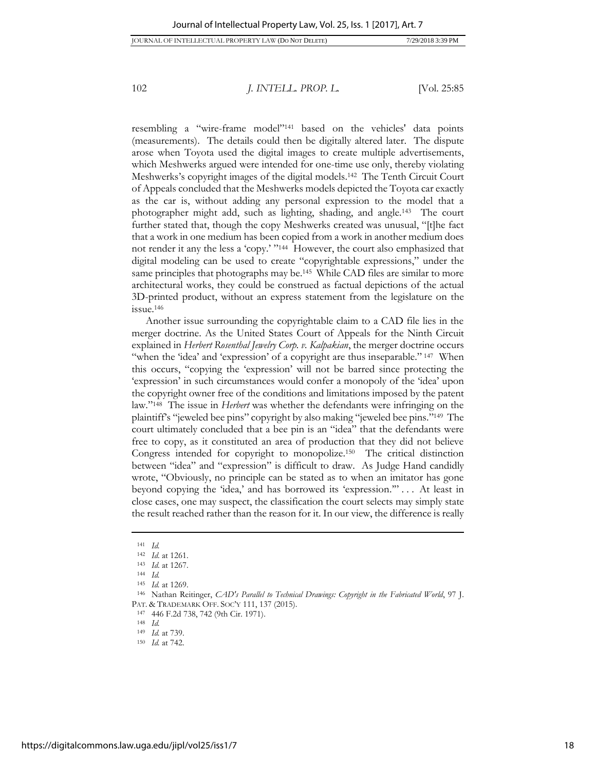resembling a "wire-frame model"[141] based on the vehicles' data points (measurements). The details could then be digitally altered later. The dispute arose when Toyota used the digital images to create multiple advertisements, which Meshwerks argued were intended for one-time use only, thereby violating Meshwerks's copyright images of the digital models.[142] The Tenth Circuit Court of Appeals concluded that the Meshwerks models depicted the Toyota car exactly as the car is, without adding any personal expression to the model that a photographer might add, such as lighting, shading, and angle.[143] The court further stated that, though the copy Meshwerks created was unusual, "[t]he fact that a work in one medium has been copied from a work in another medium does not render it any the less a 'copy.' "[144] However, the court also emphasized that digital modeling can be used to create "copyrightable expressions," under the same principles that photographs may be.[145] While CAD files are similar to more architectural works, they could be construed as factual depictions of the actual 3D-printed product, without an express statement from the legislature on the issue.[146]

Another issue surrounding the copyrightable claim to a CAD file lies in the merger doctrine. As the United States Court of Appeals for the Ninth Circuit explained in *Herbert Rosenthal Jewelry Corp. v. Kalpakian*, the merger doctrine occurs "when the 'idea' and 'expression' of a copyright are thus inseparable." [147] When this occurs, "copying the 'expression' will not be barred since protecting the 'expression' in such circumstances would confer a monopoly of the 'idea' upon the copyright owner free of the conditions and limitations imposed by the patent law."[148] The issue in *Herbert* was whether the defendants were infringing on the plaintiff's "jeweled bee pins" copyright by also making "jeweled bee pins."[149] The court ultimately concluded that a bee pin is an "idea" that the defendants were free to copy, as it constituted an area of production that they did not believe Congress intended for copyright to monopolize.[150] The critical distinction between "idea" and "expression" is difficult to draw. As Judge Hand candidly wrote, "Obviously, no principle can be stated as to when an imitator has gone beyond copying the 'idea,' and has borrowed its 'expression.'" . . . At least in close cases, one may suspect, the classification the court selects may simply state the result reached rather than the reason for it. In our view, the difference is really

---

[141] *Id.*

[142] *Id.* at 1261.

[143] *Id.* at 1267.

[144] *Id.*

[145] *Id.* at 1269.

[146] Nathan Reitinger, *CAD's Parallel to Technical Drawings: Copyright in the Fabricated World*, 97 J. PAT. & TRADEMARK OFF. SOC'Y 111, 137 (2015).

[147] 446 F.2d 738, 742 (9th Cir. 1971).

[148] *Id.*

[149] *Id.* at 739.

[150] *Id.* at 742.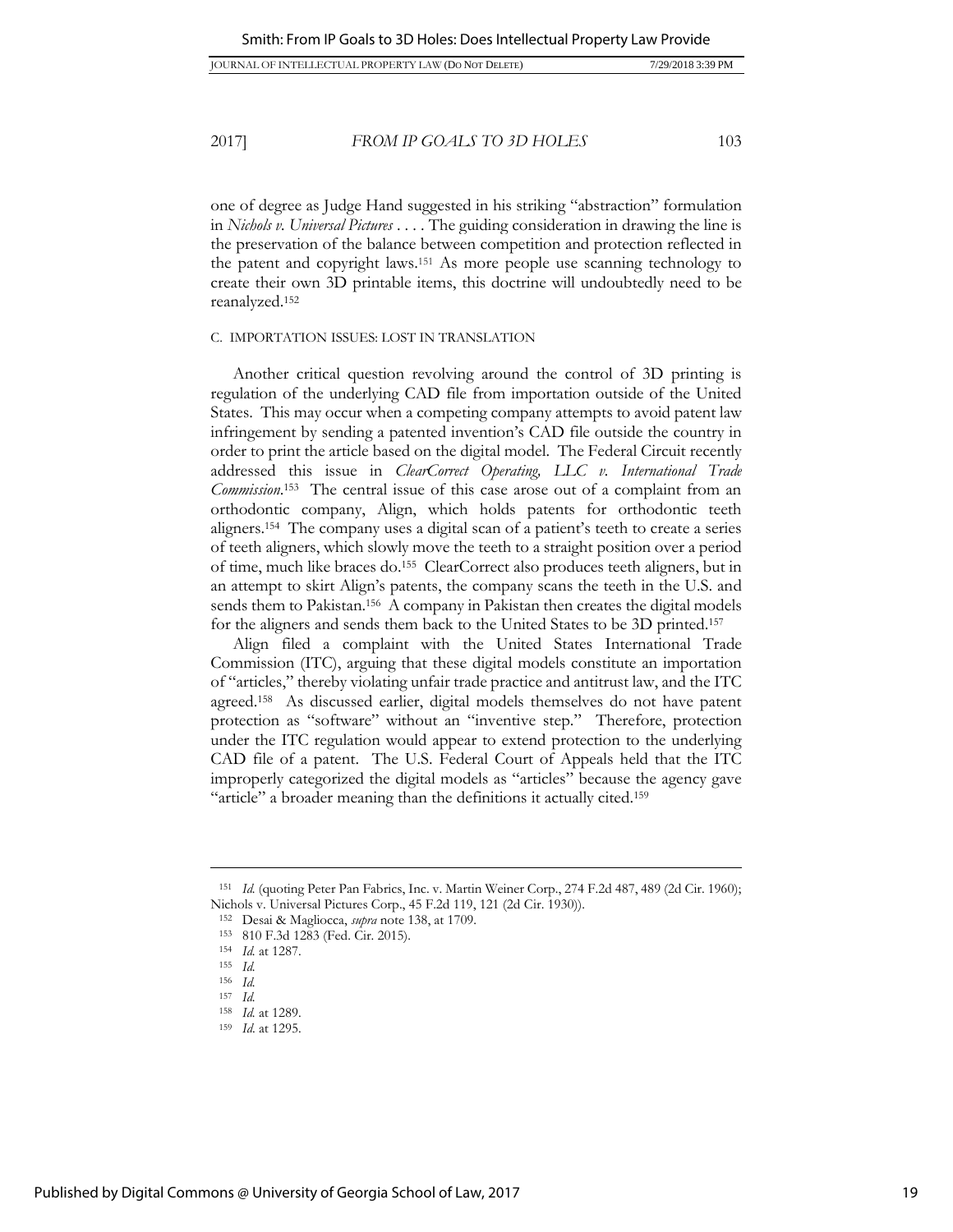one of degree as Judge Hand suggested in his striking "abstraction" formulation in *Nichols v. Universal Pictures* . . . . The guiding consideration in drawing the line is the preservation of the balance between competition and protection reflected in the patent and copyright laws.[151] As more people use scanning technology to create their own 3D printable items, this doctrine will undoubtedly need to be reanalyzed.[152]

### C. IMPORTATION ISSUES: LOST IN TRANSLATION

Another critical question revolving around the control of 3D printing is regulation of the underlying CAD file from importation outside of the United States. This may occur when a competing company attempts to avoid patent law infringement by sending a patented invention's CAD file outside the country in order to print the article based on the digital model. The Federal Circuit recently addressed this issue in *ClearCorrect Operating, LLC v. International Trade Commission*.[153] The central issue of this case arose out of a complaint from an orthodontic company, Align, which holds patents for orthodontic teeth aligners.[154] The company uses a digital scan of a patient's teeth to create a series of teeth aligners, which slowly move the teeth to a straight position over a period of time, much like braces do.[155] ClearCorrect also produces teeth aligners, but in an attempt to skirt Align's patents, the company scans the teeth in the U.S. and sends them to Pakistan.[156] A company in Pakistan then creates the digital models for the aligners and sends them back to the United States to be 3D printed.[157]

Align filed a complaint with the United States International Trade Commission (ITC), arguing that these digital models constitute an importation of "articles," thereby violating unfair trade practice and antitrust law, and the ITC agreed.[158] As discussed earlier, digital models themselves do not have patent protection as "software" without an "inventive step." Therefore, protection under the ITC regulation would appear to extend protection to the underlying CAD file of a patent. The U.S. Federal Court of Appeals held that the ITC improperly categorized the digital models as "articles" because the agency gave "article" a broader meaning than the definitions it actually cited.[159]

---

[151] *Id.* (quoting Peter Pan Fabrics, Inc. v. Martin Weiner Corp., 274 F.2d 487, 489 (2d Cir. 1960); Nichols v. Universal Pictures Corp., 45 F.2d 119, 121 (2d Cir. 1930)).

[152] Desai & Magliocca, *supra* note 138, at 1709.

[153] 810 F.3d 1283 (Fed. Cir. 2015).

[154] *Id.* at 1287.

[155] *Id.*

[156] *Id.*

[157] *Id.*

[158] *Id.* at 1289.

[159] *Id.* at 1295.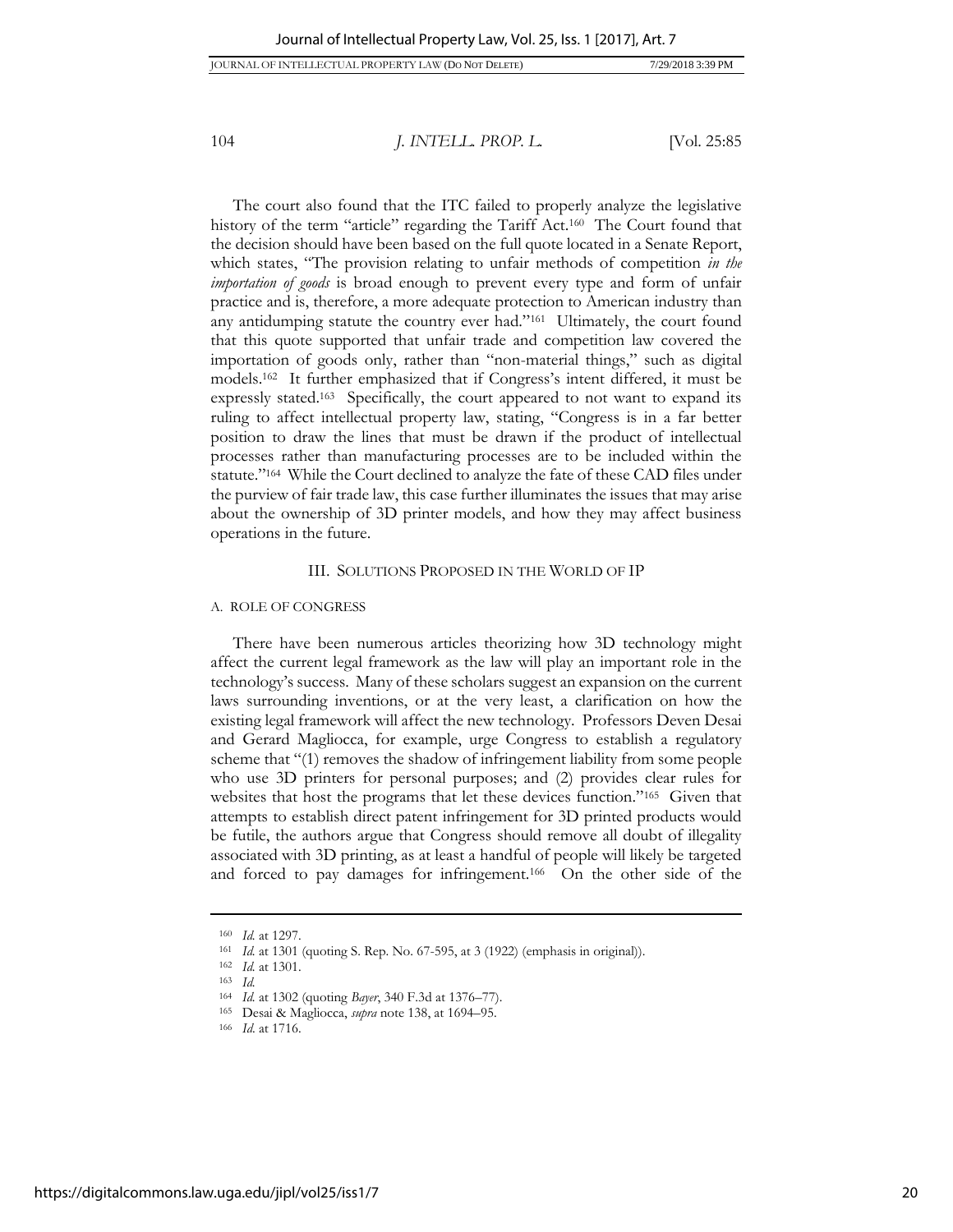The court also found that the ITC failed to properly analyze the legislative history of the term "article" regarding the Tariff Act.[160] The Court found that the decision should have been based on the full quote located in a Senate Report, which states, "The provision relating to unfair methods of competition *in the importation of goods* is broad enough to prevent every type and form of unfair practice and is, therefore, a more adequate protection to American industry than any antidumping statute the country ever had."[161] Ultimately, the court found that this quote supported that unfair trade and competition law covered the importation of goods only, rather than "non-material things," such as digital models.[162] It further emphasized that if Congress's intent differed, it must be expressly stated.[163] Specifically, the court appeared to not want to expand its ruling to affect intellectual property law, stating, "Congress is in a far better position to draw the lines that must be drawn if the product of intellectual processes rather than manufacturing processes are to be included within the statute."[164] While the Court declined to analyze the fate of these CAD files under the purview of fair trade law, this case further illuminates the issues that may arise about the ownership of 3D printer models, and how they may affect business operations in the future.

## III. SOLUTIONS PROPOSED IN THE WORLD OF IP

### A. ROLE OF CONGRESS

There have been numerous articles theorizing how 3D technology might affect the current legal framework as the law will play an important role in the technology's success. Many of these scholars suggest an expansion on the current laws surrounding inventions, or at the very least, a clarification on how the existing legal framework will affect the new technology. Professors Deven Desai and Gerard Magliocca, for example, urge Congress to establish a regulatory scheme that "(1) removes the shadow of infringement liability from some people who use 3D printers for personal purposes; and (2) provides clear rules for websites that host the programs that let these devices function."[165] Given that attempts to establish direct patent infringement for 3D printed products would be futile, the authors argue that Congress should remove all doubt of illegality associated with 3D printing, as at least a handful of people will likely be targeted and forced to pay damages for infringement.[166] On the other side of the

---

[160] *Id.* at 1297.

[161] *Id.* at 1301 (quoting S. Rep. No. 67-595, at 3 (1922) (emphasis in original)).

[162] *Id.* at 1301.

[163] *Id.*

[164] *Id.* at 1302 (quoting *Bayer*, 340 F.3d at 1376–77).

[165] Desai & Magliocca, *supra* note 138, at 1694–95.

[166] *Id.* at 1716.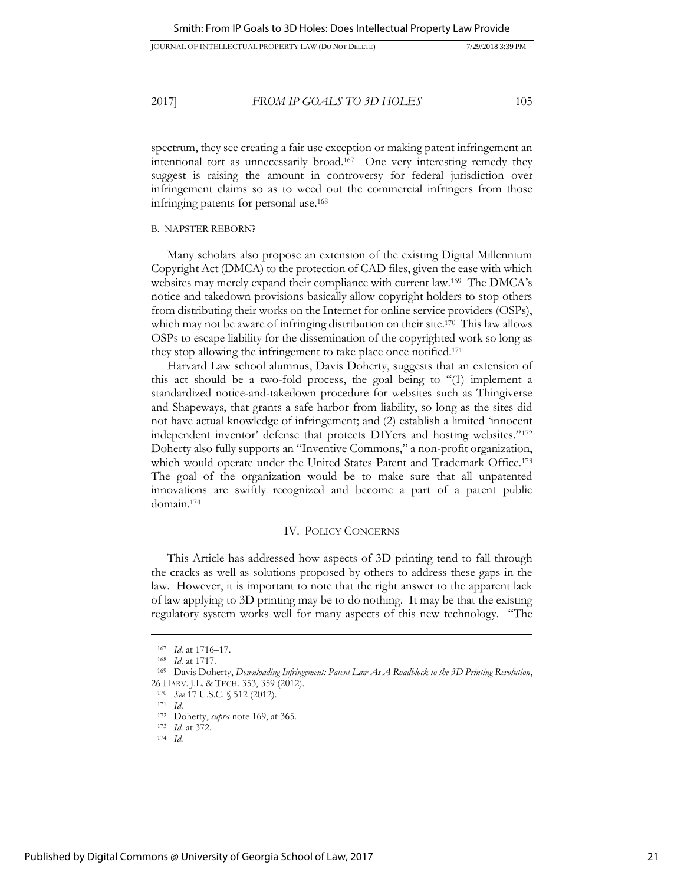spectrum, they see creating a fair use exception or making patent infringement an intentional tort as unnecessarily broad.[167] One very interesting remedy they suggest is raising the amount in controversy for federal jurisdiction over infringement claims so as to weed out the commercial infringers from those infringing patents for personal use.[168]

### B. NAPSTER REBORN?

Many scholars also propose an extension of the existing Digital Millennium Copyright Act (DMCA) to the protection of CAD files, given the ease with which websites may merely expand their compliance with current law.[169] The DMCA's notice and takedown provisions basically allow copyright holders to stop others from distributing their works on the Internet for online service providers (OSPs), which may not be aware of infringing distribution on their site.[170] This law allows OSPs to escape liability for the dissemination of the copyrighted work so long as they stop allowing the infringement to take place once notified.[171]

Harvard Law school alumnus, Davis Doherty, suggests that an extension of this act should be a two-fold process, the goal being to "(1) implement a standardized notice-and-takedown procedure for websites such as Thingiverse and Shapeways, that grants a safe harbor from liability, so long as the sites did not have actual knowledge of infringement; and (2) establish a limited 'innocent independent inventor' defense that protects DIYers and hosting websites."[172] Doherty also fully supports an "Inventive Commons," a non-profit organization, which would operate under the United States Patent and Trademark Office.[173] The goal of the organization would be to make sure that all unpatented innovations are swiftly recognized and become a part of a patent public domain.[174]

## IV. POLICY CONCERNS

This Article has addressed how aspects of 3D printing tend to fall through the cracks as well as solutions proposed by others to address these gaps in the law. However, it is important to note that the right answer to the apparent lack of law applying to 3D printing may be to do nothing. It may be that the existing regulatory system works well for many aspects of this new technology. "The

---

[167] *Id.* at 1716–17.

[168] *Id.* at 1717.

[169] Davis Doherty, *Downloading Infringement: Patent Law As A Roadblock to the 3D Printing Revolution*, 26 HARV. J.L. & TECH. 353, 359 (2012).

[170] *See* 17 U.S.C. § 512 (2012).

[171] *Id.*

[172] Doherty, *supra* note 169, at 365.

[173] *Id.* at 372.

[174] *Id.*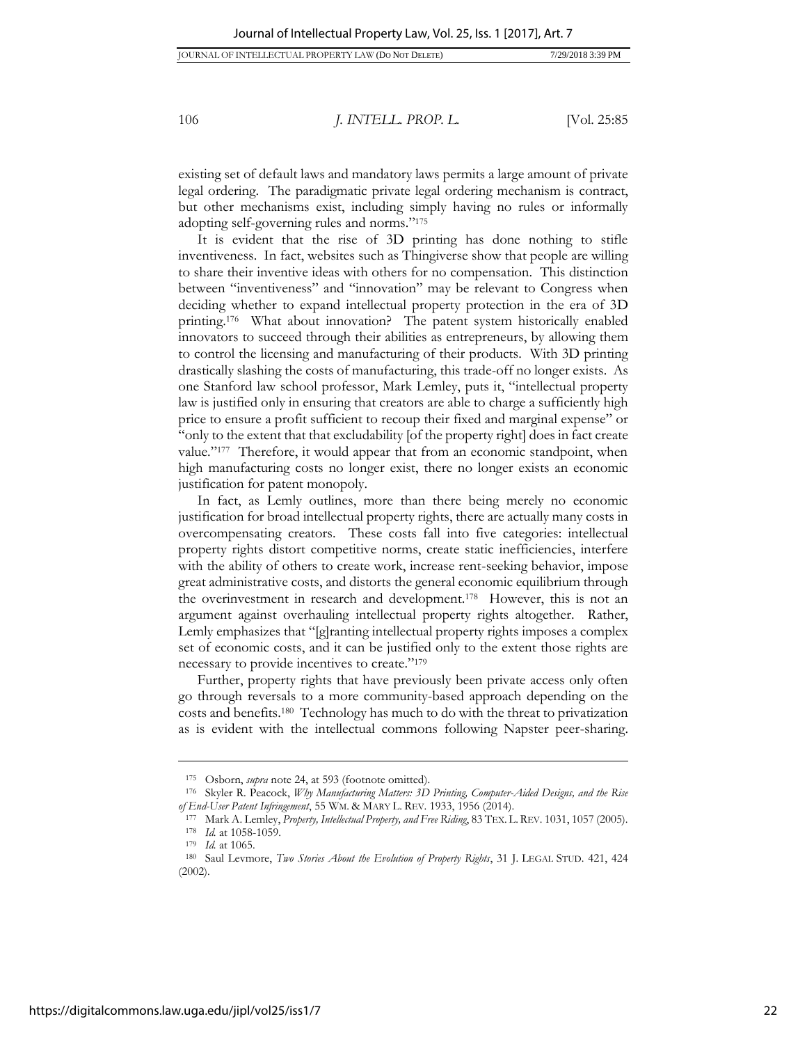existing set of default laws and mandatory laws permits a large amount of private legal ordering. The paradigmatic private legal ordering mechanism is contract, but other mechanisms exist, including simply having no rules or informally adopting self-governing rules and norms."[175]

It is evident that the rise of 3D printing has done nothing to stifle inventiveness. In fact, websites such as Thingiverse show that people are willing to share their inventive ideas with others for no compensation. This distinction between "inventiveness" and "innovation" may be relevant to Congress when deciding whether to expand intellectual property protection in the era of 3D printing.[176] What about innovation? The patent system historically enabled innovators to succeed through their abilities as entrepreneurs, by allowing them to control the licensing and manufacturing of their products. With 3D printing drastically slashing the costs of manufacturing, this trade-off no longer exists. As one Stanford law school professor, Mark Lemley, puts it, "intellectual property law is justified only in ensuring that creators are able to charge a sufficiently high price to ensure a profit sufficient to recoup their fixed and marginal expense" or "only to the extent that that excludability [of the property right] does in fact create value."[177] Therefore, it would appear that from an economic standpoint, when high manufacturing costs no longer exist, there no longer exists an economic justification for patent monopoly.

In fact, as Lemly outlines, more than there being merely no economic justification for broad intellectual property rights, there are actually many costs in overcompensating creators. These costs fall into five categories: intellectual property rights distort competitive norms, create static inefficiencies, interfere with the ability of others to create work, increase rent-seeking behavior, impose great administrative costs, and distorts the general economic equilibrium through the overinvestment in research and development.[178] However, this is not an argument against overhauling intellectual property rights altogether. Rather, Lemly emphasizes that "[g]ranting intellectual property rights imposes a complex set of economic costs, and it can be justified only to the extent those rights are necessary to provide incentives to create."[179]

Further, property rights that have previously been private access only often go through reversals to a more community-based approach depending on the costs and benefits.[180] Technology has much to do with the threat to privatization as is evident with the intellectual commons following Napster peer-sharing.

---

[175] Osborn, *supra* note 24, at 593 (footnote omitted).

[176] Skyler R. Peacock, *Why Manufacturing Matters: 3D Printing, Computer-Aided Designs, and the Rise of End-User Patent Infringement*, 55 WM. & MARY L. REV. 1933, 1956 (2014).

[177] Mark A. Lemley, *Property, Intellectual Property, and Free Riding*, 83 TEX. L. REV. 1031, 1057 (2005).

[178] *Id.* at 1058-1059.

[179] *Id.* at 1065.

[180] Saul Levmore, *Two Stories About the Evolution of Property Rights*, 31 J. LEGAL STUD. 421, 424 (2002).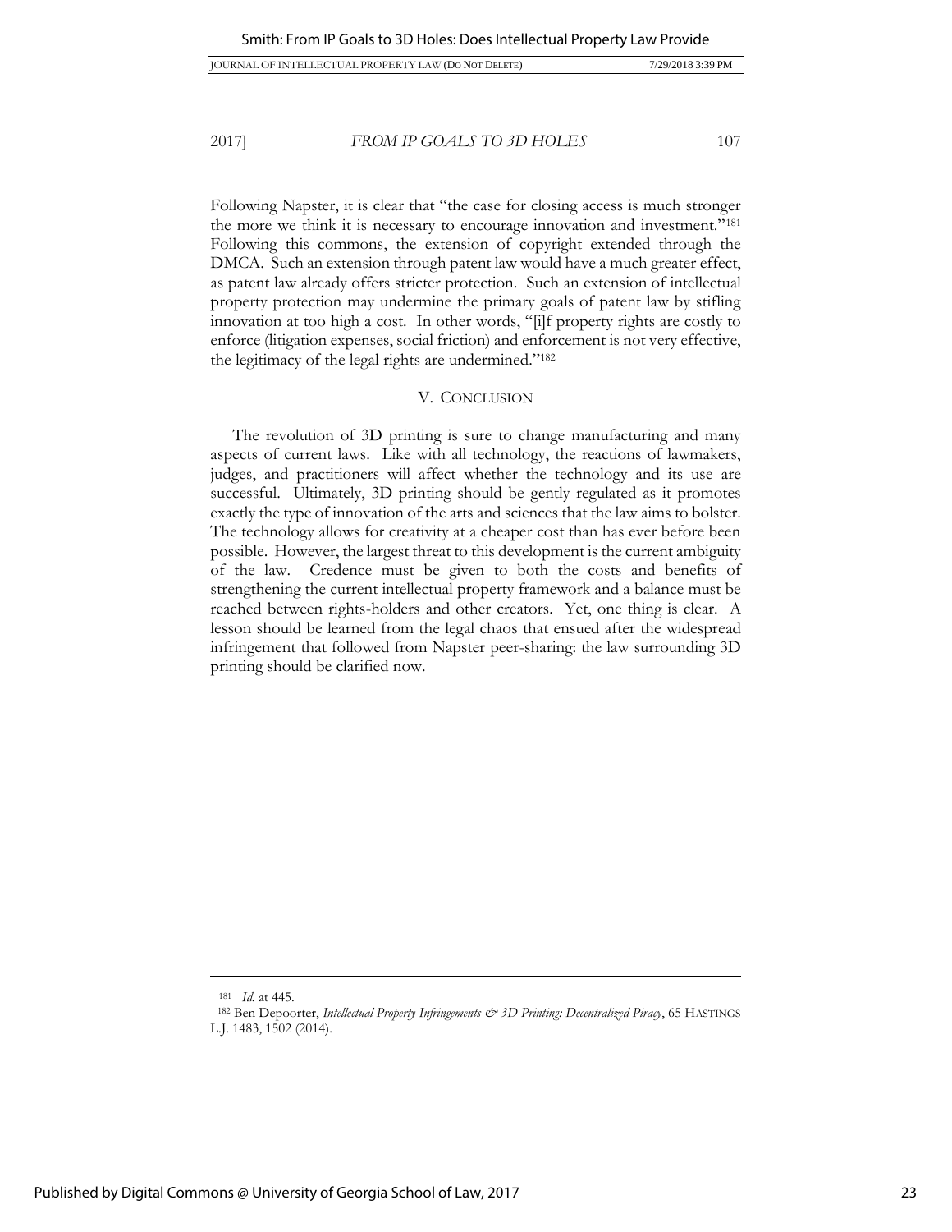Following Napster, it is clear that "the case for closing access is much stronger the more we think it is necessary to encourage innovation and investment."[181] Following this commons, the extension of copyright extended through the DMCA. Such an extension through patent law would have a much greater effect, as patent law already offers stricter protection. Such an extension of intellectual property protection may undermine the primary goals of patent law by stifling innovation at too high a cost. In other words, "[i]f property rights are costly to enforce (litigation expenses, social friction) and enforcement is not very effective, the legitimacy of the legal rights are undermined."[182]

## V. CONCLUSION

The revolution of 3D printing is sure to change manufacturing and many aspects of current laws. Like with all technology, the reactions of lawmakers, judges, and practitioners will affect whether the technology and its use are successful. Ultimately, 3D printing should be gently regulated as it promotes exactly the type of innovation of the arts and sciences that the law aims to bolster. The technology allows for creativity at a cheaper cost than has ever before been possible. However, the largest threat to this development is the current ambiguity of the law. Credence must be given to both the costs and benefits of strengthening the current intellectual property framework and a balance must be reached between rights-holders and other creators. Yet, one thing is clear. A lesson should be learned from the legal chaos that ensued after the widespread infringement that followed from Napster peer-sharing: the law surrounding 3D printing should be clarified now.

---

[181] *Id.* at 445.

[182] Ben Depoorter, *Intellectual Property Infringements & 3D Printing: Decentralized Piracy*, 65 HASTINGS L.J. 1483, 1502 (2014).